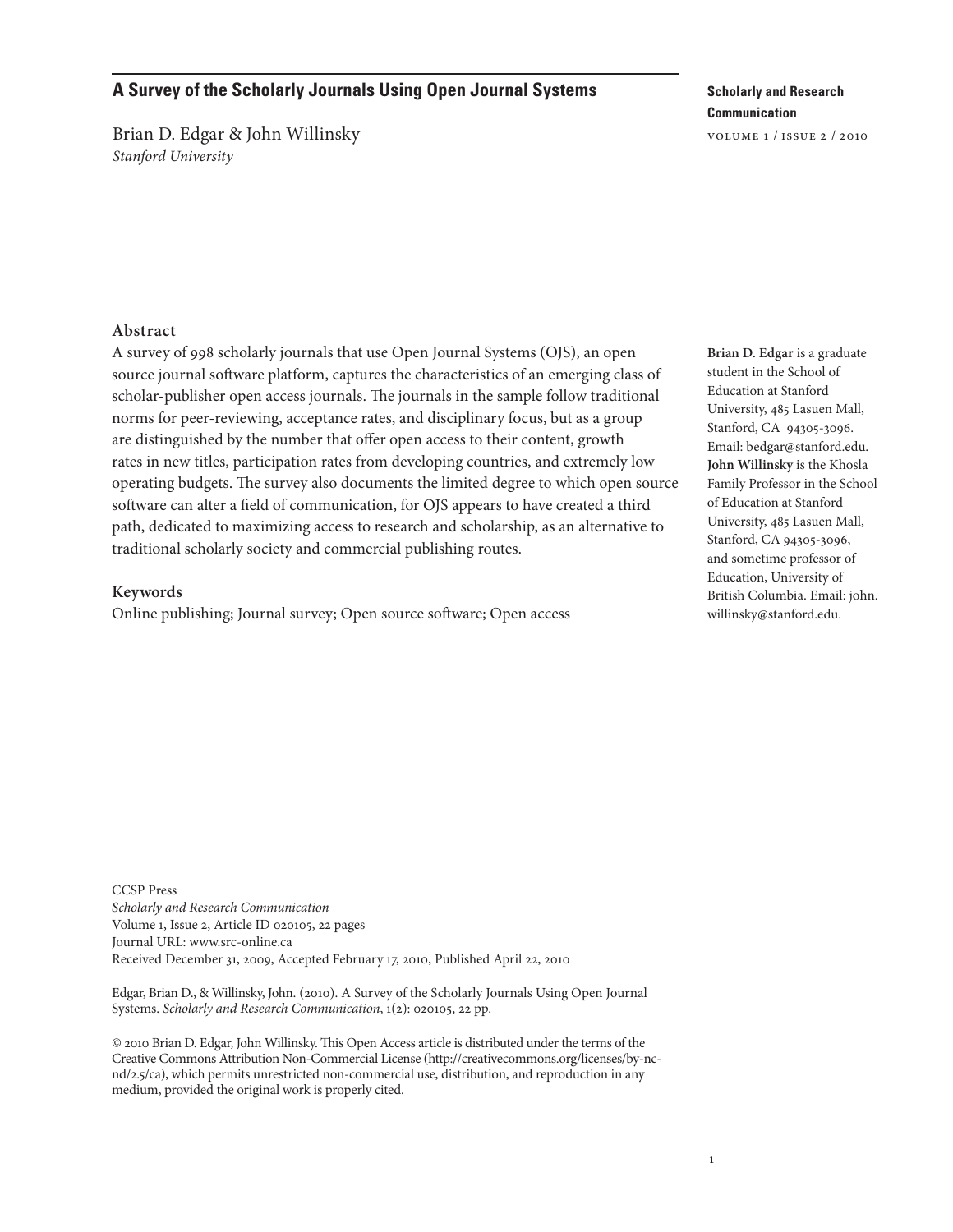# A Survey of the Scholarly Journals Using Open Journal Systems

Brian D. Edgar & John Willinsky
*Stanford University*

**Brian D. Edgar** is a graduate student in the School of Education at Stanford University, 485 Lasuen Mall, Stanford, CA 94305-3096. Email: bedgar@stanford.edu. **John Willinsky** is the Khosla Family Professor in the School of Education at Stanford University, 485 Lasuen Mall, Stanford, CA 94305-3096, and sometime professor of Education, University of British Columbia. Email: john.willinsky@stanford.edu.

## Abstract

A survey of 998 scholarly journals that use Open Journal Systems (OJS), an open source journal software platform, captures the characteristics of an emerging class of scholar-publisher open access journals. The journals in the sample follow traditional norms for peer-reviewing, acceptance rates, and disciplinary focus, but as a group are distinguished by the number that offer open access to their content, growth rates in new titles, participation rates from developing countries, and extremely low operating budgets. The survey also documents the limited degree to which open source software can alter a field of communication, for OJS appears to have created a third path, dedicated to maximizing access to research and scholarship, as an alternative to traditional scholarly society and commercial publishing routes.

## Keywords

Online publishing; Journal survey; Open source software; Open access

CCSP Press
*Scholarly and Research Communication*
Volume 1, Issue 2, Article ID 020105, 22 pages
Journal URL: www.src-online.ca
Received December 31, 2009, Accepted February 17, 2010, Published April 22, 2010

Edgar, Brian D., & Willinsky, John. (2010). A Survey of the Scholarly Journals Using Open Journal Systems. *Scholarly and Research Communication*, 1(2): 020105, 22 pp.

© 2010 Brian D. Edgar, John Willinsky. This Open Access article is distributed under the terms of the Creative Commons Attribution Non-Commercial License (http://creativecommons.org/licenses/by-nc-nd/2.5/ca), which permits unrestricted non-commercial use, distribution, and reproduction in any medium, provided the original work is properly cited.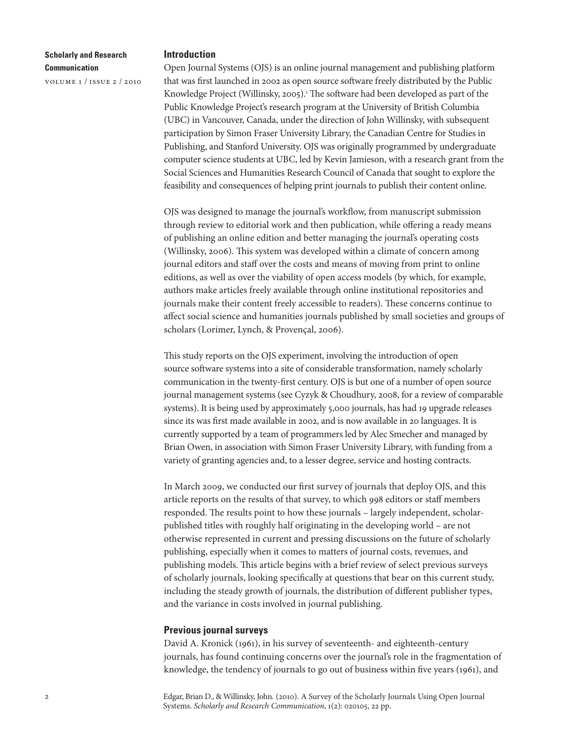## Introduction

Open Journal Systems (OJS) is an online journal management and publishing platform that was first launched in 2002 as open source software freely distributed by the Public Knowledge Project (Willinsky, 2005).[1] The software had been developed as part of the Public Knowledge Project's research program at the University of British Columbia (UBC) in Vancouver, Canada, under the direction of John Willinsky, with subsequent participation by Simon Fraser University Library, the Canadian Centre for Studies in Publishing, and Stanford University. OJS was originally programmed by undergraduate computer science students at UBC, led by Kevin Jamieson, with a research grant from the Social Sciences and Humanities Research Council of Canada that sought to explore the feasibility and consequences of helping print journals to publish their content online.

OJS was designed to manage the journal's workflow, from manuscript submission through review to editorial work and then publication, while offering a ready means of publishing an online edition and better managing the journal's operating costs (Willinsky, 2006). This system was developed within a climate of concern among journal editors and staff over the costs and means of moving from print to online editions, as well as over the viability of open access models (by which, for example, authors make articles freely available through online institutional repositories and journals make their content freely accessible to readers). These concerns continue to affect social science and humanities journals published by small societies and groups of scholars (Lorimer, Lynch, & Provençal, 2006).

This study reports on the OJS experiment, involving the introduction of open source software systems into a site of considerable transformation, namely scholarly communication in the twenty-first century. OJS is but one of a number of open source journal management systems (see Cyzyk & Choudhury, 2008, for a review of comparable systems). It is being used by approximately 5,000 journals, has had 19 upgrade releases since its was first made available in 2002, and is now available in 20 languages. It is currently supported by a team of programmers led by Alec Smecher and managed by Brian Owen, in association with Simon Fraser University Library, with funding from a variety of granting agencies and, to a lesser degree, service and hosting contracts.

In March 2009, we conducted our first survey of journals that deploy OJS, and this article reports on the results of that survey, to which 998 editors or staff members responded. The results point to how these journals – largely independent, scholar-published titles with roughly half originating in the developing world – are not otherwise represented in current and pressing discussions on the future of scholarly publishing, especially when it comes to matters of journal costs, revenues, and publishing models. This article begins with a brief review of select previous surveys of scholarly journals, looking specifically at questions that bear on this current study, including the steady growth of journals, the distribution of different publisher types, and the variance in costs involved in journal publishing.

## Previous journal surveys

David A. Kronick (1961), in his survey of seventeenth- and eighteenth-century journals, has found continuing concerns over the journal's role in the fragmentation of knowledge, the tendency of journals to go out of business within five years (1961), and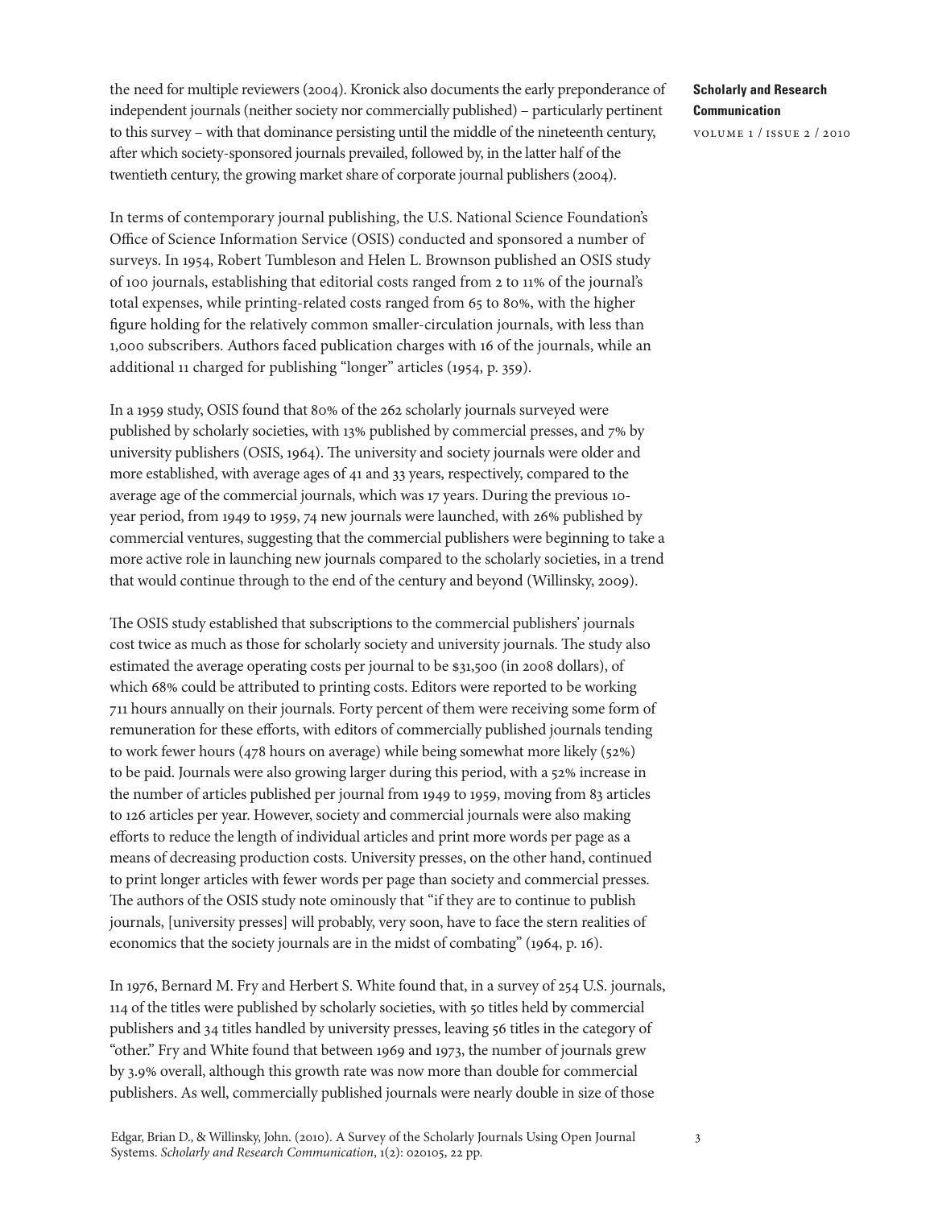the need for multiple reviewers (2004). Kronick also documents the early preponderance of independent journals (neither society nor commercially published) – particularly pertinent to this survey – with that dominance persisting until the middle of the nineteenth century, after which society-sponsored journals prevailed, followed by, in the latter half of the twentieth century, the growing market share of corporate journal publishers (2004).

In terms of contemporary journal publishing, the U.S. National Science Foundation's Office of Science Information Service (OSIS) conducted and sponsored a number of surveys. In 1954, Robert Tumbleson and Helen L. Brownson published an OSIS study of 100 journals, establishing that editorial costs ranged from 2 to 11% of the journal's total expenses, while printing-related costs ranged from 65 to 80%, with the higher figure holding for the relatively common smaller-circulation journals, with less than 1,000 subscribers. Authors faced publication charges with 16 of the journals, while an additional 11 charged for publishing "longer" articles (1954, p. 359).

In a 1959 study, OSIS found that 80% of the 262 scholarly journals surveyed were published by scholarly societies, with 13% published by commercial presses, and 7% by university publishers (OSIS, 1964). The university and society journals were older and more established, with average ages of 41 and 33 years, respectively, compared to the average age of the commercial journals, which was 17 years. During the previous 10-year period, from 1949 to 1959, 74 new journals were launched, with 26% published by commercial ventures, suggesting that the commercial publishers were beginning to take a more active role in launching new journals compared to the scholarly societies, in a trend that would continue through to the end of the century and beyond (Willinsky, 2009).

The OSIS study established that subscriptions to the commercial publishers' journals cost twice as much as those for scholarly society and university journals. The study also estimated the average operating costs per journal to be $31,500 (in 2008 dollars), of which 68% could be attributed to printing costs. Editors were reported to be working 711 hours annually on their journals. Forty percent of them were receiving some form of remuneration for these efforts, with editors of commercially published journals tending to work fewer hours (478 hours on average) while being somewhat more likely (52%) to be paid. Journals were also growing larger during this period, with a 52% increase in the number of articles published per journal from 1949 to 1959, moving from 83 articles to 126 articles per year. However, society and commercial journals were also making efforts to reduce the length of individual articles and print more words per page as a means of decreasing production costs. University presses, on the other hand, continued to print longer articles with fewer words per page than society and commercial presses. The authors of the OSIS study note ominously that "if they are to continue to publish journals, [university presses] will probably, very soon, have to face the stern realities of economics that the society journals are in the midst of combating" (1964, p. 16).

In 1976, Bernard M. Fry and Herbert S. White found that, in a survey of 254 U.S. journals, 114 of the titles were published by scholarly societies, with 50 titles held by commercial publishers and 34 titles handled by university presses, leaving 56 titles in the category of "other." Fry and White found that between 1969 and 1973, the number of journals grew by 3.9% overall, although this growth rate was now more than double for commercial publishers. As well, commercially published journals were nearly double in size of those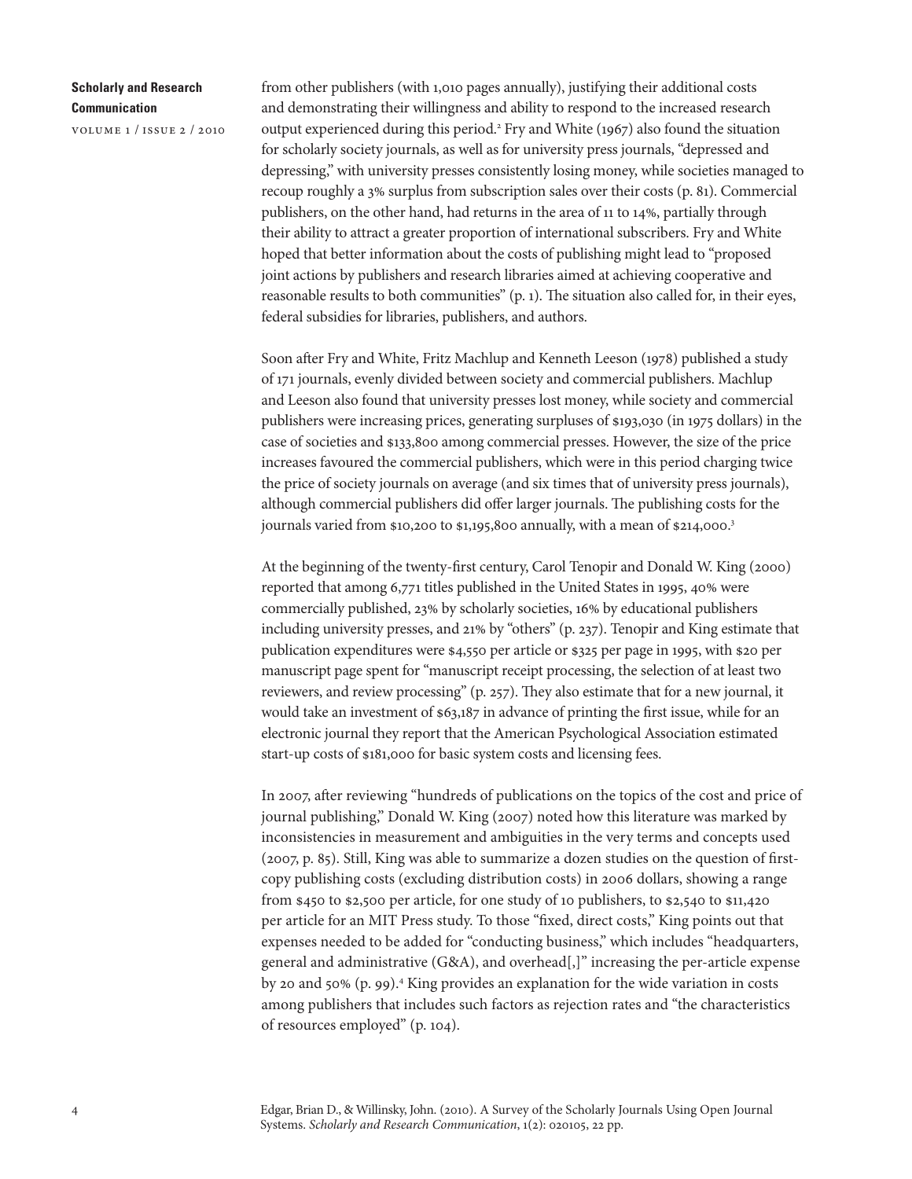from other publishers (with 1,010 pages annually), justifying their additional costs and demonstrating their willingness and ability to respond to the increased research output experienced during this period.[2] Fry and White (1967) also found the situation for scholarly society journals, as well as for university press journals, "depressed and depressing," with university presses consistently losing money, while societies managed to recoup roughly a 3% surplus from subscription sales over their costs (p. 81). Commercial publishers, on the other hand, had returns in the area of 11 to 14%, partially through their ability to attract a greater proportion of international subscribers. Fry and White hoped that better information about the costs of publishing might lead to "proposed joint actions by publishers and research libraries aimed at achieving cooperative and reasonable results to both communities" (p. 1). The situation also called for, in their eyes, federal subsidies for libraries, publishers, and authors.

Soon after Fry and White, Fritz Machlup and Kenneth Leeson (1978) published a study of 171 journals, evenly divided between society and commercial publishers. Machlup and Leeson also found that university presses lost money, while society and commercial publishers were increasing prices, generating surpluses of $193,030 (in 1975 dollars) in the case of societies and $133,800 among commercial presses. However, the size of the price increases favoured the commercial publishers, which were in this period charging twice the price of society journals on average (and six times that of university press journals), although commercial publishers did offer larger journals. The publishing costs for the journals varied from $10,200 to $1,195,800 annually, with a mean of $214,000.[3]

At the beginning of the twenty-first century, Carol Tenopir and Donald W. King (2000) reported that among 6,771 titles published in the United States in 1995, 40% were commercially published, 23% by scholarly societies, 16% by educational publishers including university presses, and 21% by "others" (p. 237). Tenopir and King estimate that publication expenditures were $4,550 per article or $325 per page in 1995, with $20 per manuscript page spent for "manuscript receipt processing, the selection of at least two reviewers, and review processing" (p. 257). They also estimate that for a new journal, it would take an investment of $63,187 in advance of printing the first issue, while for an electronic journal they report that the American Psychological Association estimated start-up costs of $181,000 for basic system costs and licensing fees.

In 2007, after reviewing "hundreds of publications on the topics of the cost and price of journal publishing," Donald W. King (2007) noted how this literature was marked by inconsistencies in measurement and ambiguities in the very terms and concepts used (2007, p. 85). Still, King was able to summarize a dozen studies on the question of first-copy publishing costs (excluding distribution costs) in 2006 dollars, showing a range from $450 to $2,500 per article, for one study of 10 publishers, to $2,540 to $11,420 per article for an MIT Press study. To those "fixed, direct costs," King points out that expenses needed to be added for "conducting business," which includes "headquarters, general and administrative (G&A), and overhead[,]" increasing the per-article expense by 20 and 50% (p. 99).[4] King provides an explanation for the wide variation in costs among publishers that includes such factors as rejection rates and "the characteristics of resources employed" (p. 104).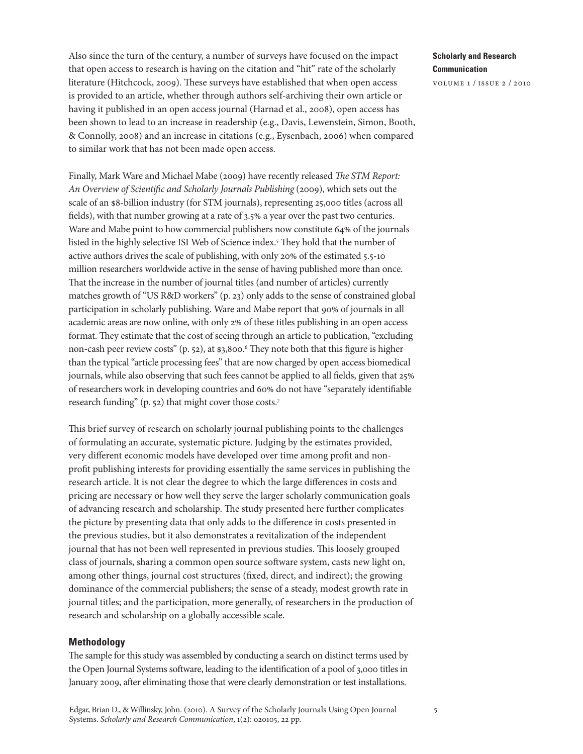Also since the turn of the century, a number of surveys have focused on the impact that open access to research is having on the citation and "hit" rate of the scholarly literature (Hitchcock, 2009). These surveys have established that when open access is provided to an article, whether through authors self-archiving their own article or having it published in an open access journal (Harnad et al., 2008), open access has been shown to lead to an increase in readership (e.g., Davis, Lewenstein, Simon, Booth, & Connolly, 2008) and an increase in citations (e.g., Eysenbach, 2006) when compared to similar work that has not been made open access.

Finally, Mark Ware and Michael Mabe (2009) have recently released *The STM Report: An Overview of Scientific and Scholarly Journals Publishing* (2009), which sets out the scale of an $8-billion industry (for STM journals), representing 25,000 titles (across all fields), with that number growing at a rate of 3.5% a year over the past two centuries. Ware and Mabe point to how commercial publishers now constitute 64% of the journals listed in the highly selective ISI Web of Science index.[5] They hold that the number of active authors drives the scale of publishing, with only 20% of the estimated 5.5-10 million researchers worldwide active in the sense of having published more than once. That the increase in the number of journal titles (and number of articles) currently matches growth of "US R&D workers" (p. 23) only adds to the sense of constrained global participation in scholarly publishing. Ware and Mabe report that 90% of journals in all academic areas are now online, with only 2% of these titles publishing in an open access format. They estimate that the cost of seeing through an article to publication, "excluding non-cash peer review costs" (p. 52), at $3,800.[6] They note both that this figure is higher than the typical "article processing fees" that are now charged by open access biomedical journals, while also observing that such fees cannot be applied to all fields, given that 25% of researchers work in developing countries and 60% do not have "separately identifiable research funding" (p. 52) that might cover those costs.[7]

This brief survey of research on scholarly journal publishing points to the challenges of formulating an accurate, systematic picture. Judging by the estimates provided, very different economic models have developed over time among profit and non-profit publishing interests for providing essentially the same services in publishing the research article. It is not clear the degree to which the large differences in costs and pricing are necessary or how well they serve the larger scholarly communication goals of advancing research and scholarship. The study presented here further complicates the picture by presenting data that only adds to the difference in costs presented in the previous studies, but it also demonstrates a revitalization of the independent journal that has not been well represented in previous studies. This loosely grouped class of journals, sharing a common open source software system, casts new light on, among other things, journal cost structures (fixed, direct, and indirect); the growing dominance of the commercial publishers; the sense of a steady, modest growth rate in journal titles; and the participation, more generally, of researchers in the production of research and scholarship on a globally accessible scale.

## Methodology

The sample for this study was assembled by conducting a search on distinct terms used by the Open Journal Systems software, leading to the identification of a pool of 3,000 titles in January 2009, after eliminating those that were clearly demonstration or test installations.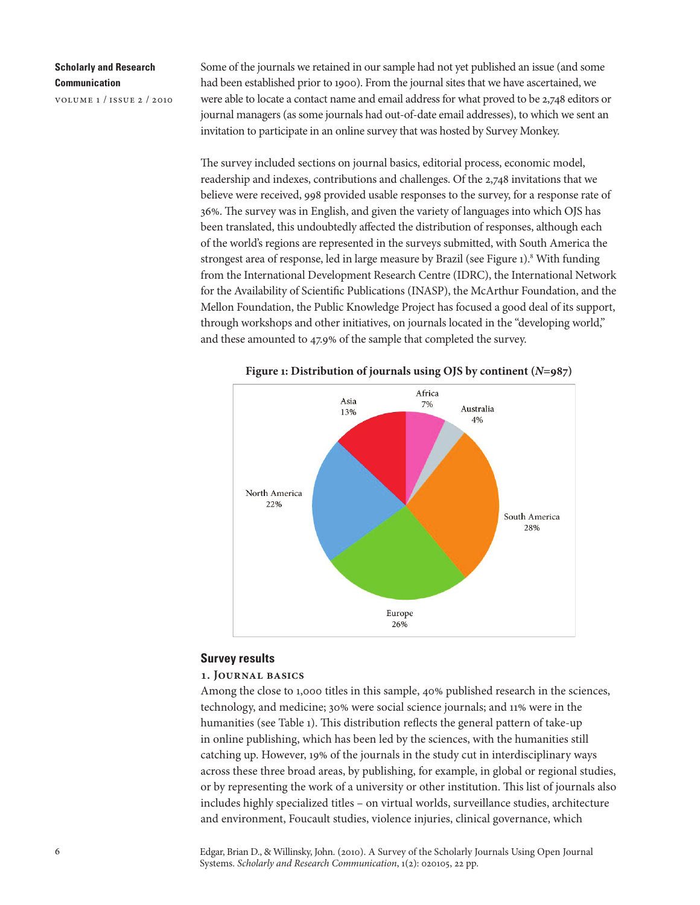Some of the journals we retained in our sample had not yet published an issue (and some had been established prior to 1900). From the journal sites that we have ascertained, we were able to locate a contact name and email address for what proved to be 2,748 editors or journal managers (as some journals had out-of-date email addresses), to which we sent an invitation to participate in an online survey that was hosted by Survey Monkey.

The survey included sections on journal basics, editorial process, economic model, readership and indexes, contributions and challenges. Of the 2,748 invitations that we believe were received, 998 provided usable responses to the survey, for a response rate of 36%. The survey was in English, and given the variety of languages into which OJS has been translated, this undoubtedly affected the distribution of responses, although each of the world's regions are represented in the surveys submitted, with South America the strongest area of response, led in large measure by Brazil (see Figure 1).[8] With funding from the International Development Research Centre (IDRC), the International Network for the Availability of Scientific Publications (INASP), the McArthur Foundation, and the Mellon Foundation, the Public Knowledge Project has focused a good deal of its support, through workshops and other initiatives, on journals located in the "developing world," and these amounted to 47.9% of the sample that completed the survey.

**Figure 1: Distribution of journals using OJS by continent (*N*=987)**

| Continent | Percentage |
|---|---|
| Africa | 7% |
| Australia | 4% |
| South America | 28% |
| Europe | 26% |
| North America | 22% |
| Asia | 13% |

## Survey results

### 1. Journal basics

Among the close to 1,000 titles in this sample, 40% published research in the sciences, technology, and medicine; 30% were social science journals; and 11% were in the humanities (see Table 1). This distribution reflects the general pattern of take-up in online publishing, which has been led by the sciences, with the humanities still catching up. However, 19% of the journals in the study cut in interdisciplinary ways across these three broad areas, by publishing, for example, in global or regional studies, or by representing the work of a university or other institution. This list of journals also includes highly specialized titles – on virtual worlds, surveillance studies, architecture and environment, Foucault studies, violence injuries, clinical governance, which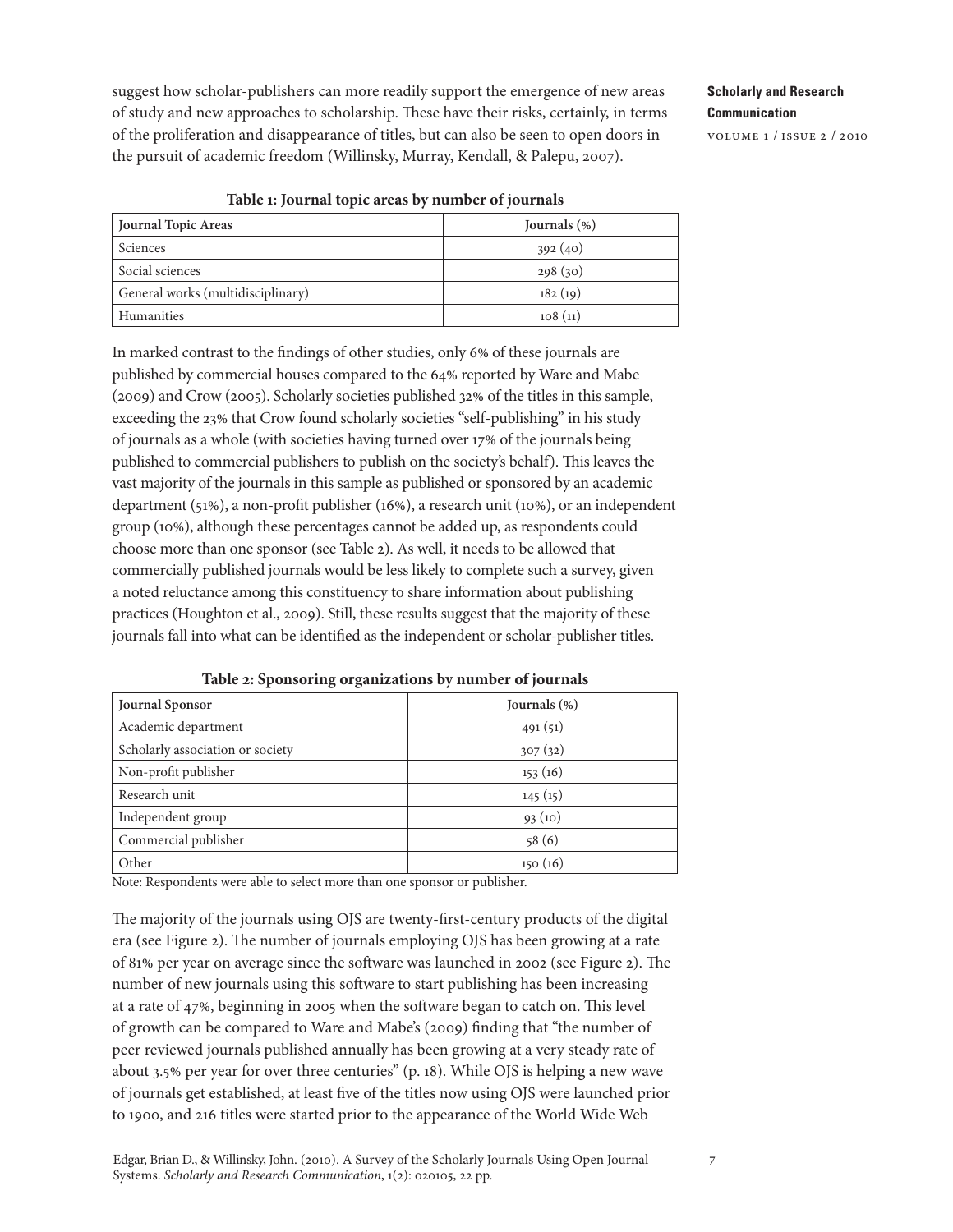suggest how scholar-publishers can more readily support the emergence of new areas of study and new approaches to scholarship. These have their risks, certainly, in terms of the proliferation and disappearance of titles, but can also be seen to open doors in the pursuit of academic freedom (Willinsky, Murray, Kendall, & Palepu, 2007).

**Table 1: Journal topic areas by number of journals**

| Journal Topic Areas | Journals (%) |
| --- | --- |
| Sciences | 392 (40) |
| Social sciences | 298 (30) |
| General works (multidisciplinary) | 182 (19) |
| Humanities | 108 (11) |

In marked contrast to the findings of other studies, only 6% of these journals are published by commercial houses compared to the 64% reported by Ware and Mabe (2009) and Crow (2005). Scholarly societies published 32% of the titles in this sample, exceeding the 23% that Crow found scholarly societies "self-publishing" in his study of journals as a whole (with societies having turned over 17% of the journals being published to commercial publishers to publish on the society's behalf). This leaves the vast majority of the journals in this sample as published or sponsored by an academic department (51%), a non-profit publisher (16%), a research unit (10%), or an independent group (10%), although these percentages cannot be added up, as respondents could choose more than one sponsor (see Table 2). As well, it needs to be allowed that commercially published journals would be less likely to complete such a survey, given a noted reluctance among this constituency to share information about publishing practices (Houghton et al., 2009). Still, these results suggest that the majority of these journals fall into what can be identified as the independent or scholar-publisher titles.

**Table 2: Sponsoring organizations by number of journals**

| Journal Sponsor | Journals (%) |
| --- | --- |
| Academic department | 491 (51) |
| Scholarly association or society | 307 (32) |
| Non-profit publisher | 153 (16) |
| Research unit | 145 (15) |
| Independent group | 93 (10) |
| Commercial publisher | 58 (6) |
| Other | 150 (16) |

Note: Respondents were able to select more than one sponsor or publisher.

The majority of the journals using OJS are twenty-first-century products of the digital era (see Figure 2). The number of journals employing OJS has been growing at a rate of 81% per year on average since the software was launched in 2002 (see Figure 2). The number of new journals using this software to start publishing has been increasing at a rate of 47%, beginning in 2005 when the software began to catch on. This level of growth can be compared to Ware and Mabe's (2009) finding that "the number of peer reviewed journals published annually has been growing at a very steady rate of about 3.5% per year for over three centuries" (p. 18). While OJS is helping a new wave of journals get established, at least five of the titles now using OJS were launched prior to 1900, and 216 titles were started prior to the appearance of the World Wide Web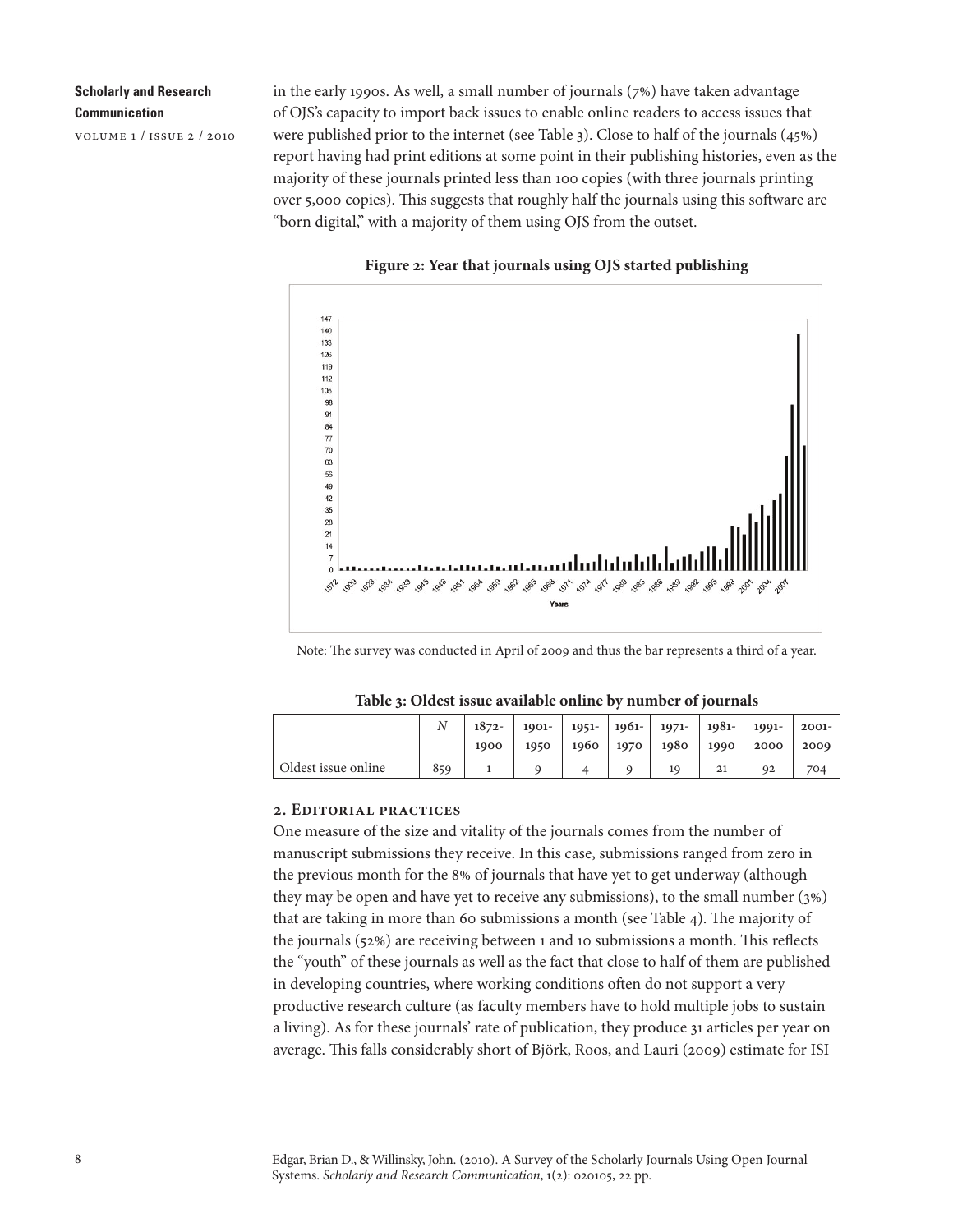in the early 1990s. As well, a small number of journals (7%) have taken advantage of OJS's capacity to import back issues to enable online readers to access issues that were published prior to the internet (see Table 3). Close to half of the journals (45%) report having had print editions at some point in their publishing histories, even as the majority of these journals printed less than 100 copies (with three journals printing over 5,000 copies). This suggests that roughly half the journals using this software are "born digital," with a majority of them using OJS from the outset.

**Figure 2: Year that journals using OJS started publishing**

Note: The survey was conducted in April of 2009 and thus the bar represents a third of a year.

**Table 3: Oldest issue available online by number of journals**

| | *N* | 1872-1900 | 1901-1950 | 1951-1960 | 1961-1970 | 1971-1980 | 1981-1990 | 1991-2000 | 2001-2009 |
|---|---|---|---|---|---|---|---|---|---|
| Oldest issue online | 859 | 1 | 9 | 4 | 9 | 19 | 21 | 92 | 704 |

## 2. Editorial practices

One measure of the size and vitality of the journals comes from the number of manuscript submissions they receive. In this case, submissions ranged from zero in the previous month for the 8% of journals that have yet to get underway (although they may be open and have yet to receive any submissions), to the small number (3%) that are taking in more than 60 submissions a month (see Table 4). The majority of the journals (52%) are receiving between 1 and 10 submissions a month. This reflects the "youth" of these journals as well as the fact that close to half of them are published in developing countries, where working conditions often do not support a very productive research culture (as faculty members have to hold multiple jobs to sustain a living). As for these journals' rate of publication, they produce 31 articles per year on average. This falls considerably short of Björk, Roos, and Lauri (2009) estimate for ISI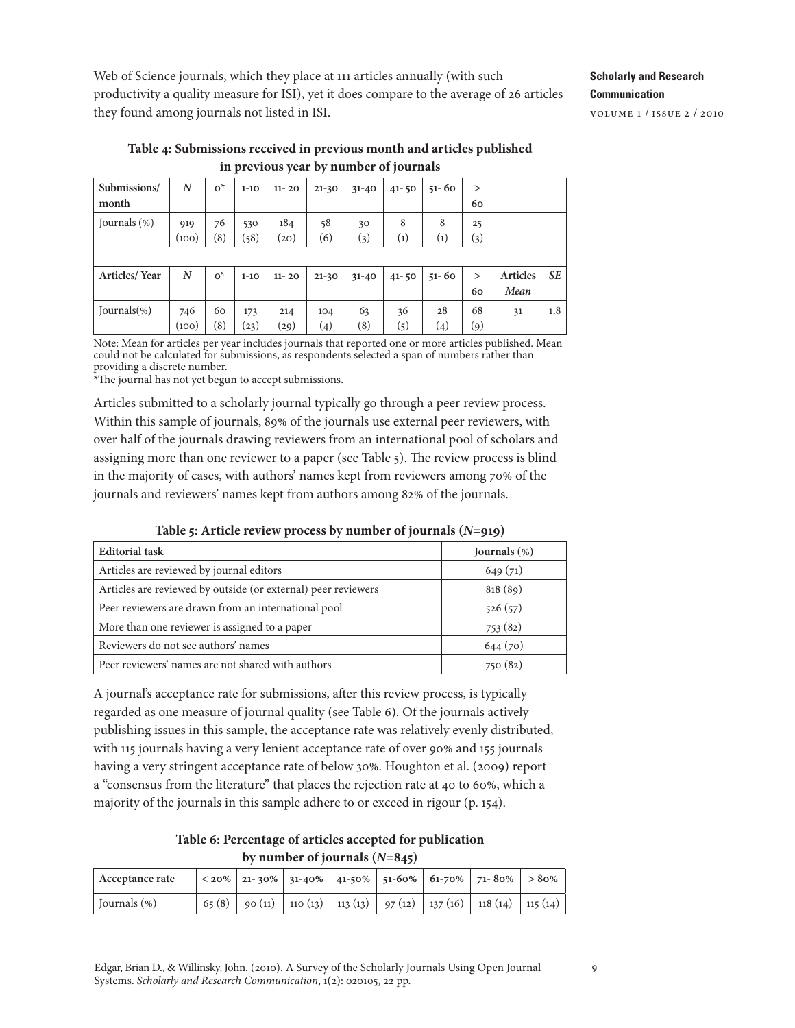Web of Science journals, which they place at 111 articles annually (with such productivity a quality measure for ISI), yet it does compare to the average of 26 articles they found among journals not listed in ISI.

**Table 4: Submissions received in previous month and articles published in previous year by number of journals**

| Submissions/ month | *N* | 0* | 1-10 | 11- 20 | 21-30 | 31-40 | 41- 50 | 51- 60 | > 60 | | |
|---|---|---|---|---|---|---|---|---|---|---|---|
| Journals (%) | 919 (100) | 76 (8) | 530 (58) | 184 (20) | 58 (6) | 30 (3) | 8 (1) | 8 (1) | 25 (3) | | |
| | | | | | | | | | | | |
| **Articles/ Year** | *N* | 0* | 1-10 | 11- 20 | 21-30 | 31-40 | 41- 50 | 51- 60 | > 60 | Articles *Mean* | *SE* |
| Journals(%) | 746 (100) | 60 (8) | 173 (23) | 214 (29) | 104 (4) | 63 (8) | 36 (5) | 28 (4) | 68 (9) | 31 | 1.8 |

Note: Mean for articles per year includes journals that reported one or more articles published. Mean could not be calculated for submissions, as respondents selected a span of numbers rather than providing a discrete number.
*The journal has not yet begun to accept submissions.

Articles submitted to a scholarly journal typically go through a peer review process. Within this sample of journals, 89% of the journals use external peer reviewers, with over half of the journals drawing reviewers from an international pool of scholars and assigning more than one reviewer to a paper (see Table 5). The review process is blind in the majority of cases, with authors' names kept from reviewers among 70% of the journals and reviewers' names kept from authors among 82% of the journals.

**Table 5: Article review process by number of journals (*N*=919)**

| Editorial task | Journals (%) |
|---|---|
| Articles are reviewed by journal editors | 649 (71) |
| Articles are reviewed by outside (or external) peer reviewers | 818 (89) |
| Peer reviewers are drawn from an international pool | 526 (57) |
| More than one reviewer is assigned to a paper | 753 (82) |
| Reviewers do not see authors' names | 644 (70) |
| Peer reviewers' names are not shared with authors | 750 (82) |

A journal's acceptance rate for submissions, after this review process, is typically regarded as one measure of journal quality (see Table 6). Of the journals actively publishing issues in this sample, the acceptance rate was relatively evenly distributed, with 115 journals having a very lenient acceptance rate of over 90% and 155 journals having a very stringent acceptance rate of below 30%. Houghton et al. (2009) report a "consensus from the literature" that places the rejection rate at 40 to 60%, which a majority of the journals in this sample adhere to or exceed in rigour (p. 154).

**Table 6: Percentage of articles accepted for publication by number of journals (*N*=845)**

| Acceptance rate | < 20% | 21- 30% | 31-40% | 41-50% | 51-60% | 61-70% | 71- 80% | > 80% |
|---|---|---|---|---|---|---|---|---|
| Journals (%) | 65 (8) | 90 (11) | 110 (13) | 113 (13) | 97 (12) | 137 (16) | 118 (14) | 115 (14) |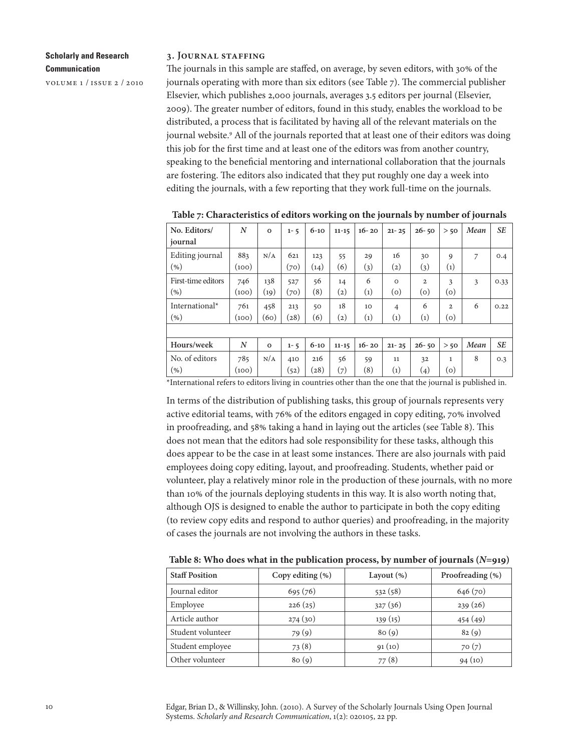### 3. Journal staffing

The journals in this sample are staffed, on average, by seven editors, with 30% of the journals operating with more than six editors (see Table 7). The commercial publisher Elsevier, which publishes 2,000 journals, averages 3.5 editors per journal (Elsevier, 2009). The greater number of editors, found in this study, enables the workload to be distributed, a process that is facilitated by having all of the relevant materials on the journal website.[9] All of the journals reported that at least one of their editors was doing this job for the first time and at least one of the editors was from another country, speaking to the beneficial mentoring and international collaboration that the journals are fostering. The editors also indicated that they put roughly one day a week into editing the journals, with a few reporting that they work full-time on the journals.

**Table 7: Characteristics of editors working on the journals by number of journals**

| No. Editors/ journal | *N* | 0 | 1- 5 | 6-10 | 11-15 | 16- 20 | 21- 25 | 26- 50 | > 50 | *Mean* | *SE* |
|---|---|---|---|---|---|---|---|---|---|---|---|
| Editing journal (%) | 883 (100) | N/A | 621 (70) | 123 (14) | 55 (6) | 29 (3) | 16 (2) | 30 (3) | 9 (1) | 7 | 0.4 |
| First-time editors (%) | 746 (100) | 138 (19) | 527 (70) | 56 (8) | 14 (2) | 6 (1) | 0 (0) | 2 (0) | 3 (0) | 3 | 0.33 |
| International* (%) | 761 (100) | 458 (60) | 213 (28) | 50 (6) | 18 (2) | 10 (1) | 4 (1) | 6 (1) | 2 (0) | 6 | 0.22 |
| | | | | | | | | | | | |
| **Hours/week** | *N* | 0 | 1- 5 | 6-10 | 11-15 | 16- 20 | 21- 25 | 26- 50 | > 50 | *Mean* | *SE* |
| No. of editors (%) | 785 (100) | N/A | 410 (52) | 216 (28) | 56 (7) | 59 (8) | 11 (1) | 32 (4) | 1 (0) | 8 | 0.3 |

*International refers to editors living in countries other than the one that the journal is published in.

In terms of the distribution of publishing tasks, this group of journals represents very active editorial teams, with 76% of the editors engaged in copy editing, 70% involved in proofreading, and 58% taking a hand in laying out the articles (see Table 8). This does not mean that the editors had sole responsibility for these tasks, although this does appear to be the case in at least some instances. There are also journals with paid employees doing copy editing, layout, and proofreading. Students, whether paid or volunteer, play a relatively minor role in the production of these journals, with no more than 10% of the journals deploying students in this way. It is also worth noting that, although OJS is designed to enable the author to participate in both the copy editing (to review copy edits and respond to author queries) and proofreading, in the majority of cases the journals are not involving the authors in these tasks.

**Table 8: Who does what in the publication process, by number of journals (*N*=919)**

| Staff Position | Copy editing (%) | Layout (%) | Proofreading (%) |
|---|---|---|---|
| Journal editor | 695 (76) | 532 (58) | 646 (70) |
| Employee | 226 (25) | 327 (36) | 239 (26) |
| Article author | 274 (30) | 139 (15) | 454 (49) |
| Student volunteer | 79 (9) | 80 (9) | 82 (9) |
| Student employee | 73 (8) | 91 (10) | 70 (7) |
| Other volunteer | 80 (9) | 77 (8) | 94 (10) |

Edgar, Brian D., & Willinsky, John. (2010). A Survey of the Scholarly Journals Using Open Journal Systems. *Scholarly and Research Communication*, 1(2): 020105, 22 pp.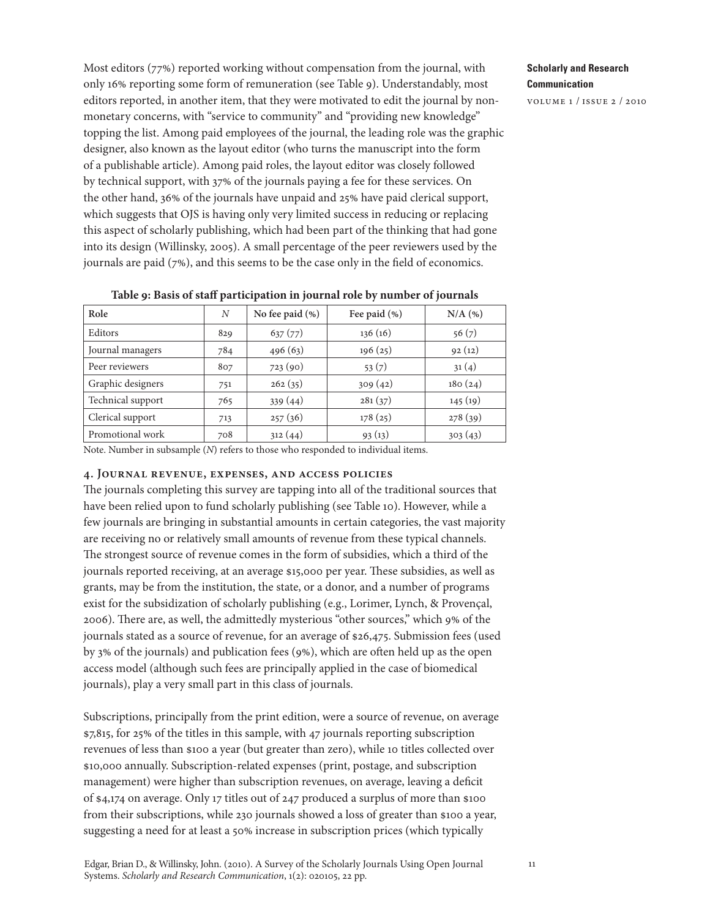Most editors (77%) reported working without compensation from the journal, with only 16% reporting some form of remuneration (see Table 9). Understandably, most editors reported, in another item, that they were motivated to edit the journal by non-monetary concerns, with "service to community" and "providing new knowledge" topping the list. Among paid employees of the journal, the leading role was the graphic designer, also known as the layout editor (who turns the manuscript into the form of a publishable article). Among paid roles, the layout editor was closely followed by technical support, with 37% of the journals paying a fee for these services. On the other hand, 36% of the journals have unpaid and 25% have paid clerical support, which suggests that OJS is having only very limited success in reducing or replacing this aspect of scholarly publishing, which had been part of the thinking that had gone into its design (Willinsky, 2005). A small percentage of the peer reviewers used by the journals are paid (7%), and this seems to be the case only in the field of economics.

**Table 9: Basis of staff participation in journal role by number of journals**

| Role | *N* | No fee paid (%) | Fee paid (%) | N/A (%) |
|---|---|---|---|---|
| Editors | 829 | 637 (77) | 136 (16) | 56 (7) |
| Journal managers | 784 | 496 (63) | 196 (25) | 92 (12) |
| Peer reviewers | 807 | 723 (90) | 53 (7) | 31 (4) |
| Graphic designers | 751 | 262 (35) | 309 (42) | 180 (24) |
| Technical support | 765 | 339 (44) | 281 (37) | 145 (19) |
| Clerical support | 713 | 257 (36) | 178 (25) | 278 (39) |
| Promotional work | 708 | 312 (44) | 93 (13) | 303 (43) |

Note. Number in subsample (*N*) refers to those who responded to individual items.

## 4. Journal revenue, expenses, and access policies

The journals completing this survey are tapping into all of the traditional sources that have been relied upon to fund scholarly publishing (see Table 10). However, while a few journals are bringing in substantial amounts in certain categories, the vast majority are receiving no or relatively small amounts of revenue from these typical channels. The strongest source of revenue comes in the form of subsidies, which a third of the journals reported receiving, at an average $15,000 per year. These subsidies, as well as grants, may be from the institution, the state, or a donor, and a number of programs exist for the subsidization of scholarly publishing (e.g., Lorimer, Lynch, & Provençal, 2006). There are, as well, the admittedly mysterious "other sources," which 9% of the journals stated as a source of revenue, for an average of $26,475. Submission fees (used by 3% of the journals) and publication fees (9%), which are often held up as the open access model (although such fees are principally applied in the case of biomedical journals), play a very small part in this class of journals.

Subscriptions, principally from the print edition, were a source of revenue, on average $7,815, for 25% of the titles in this sample, with 47 journals reporting subscription revenues of less than $100 a year (but greater than zero), while 10 titles collected over $10,000 annually. Subscription-related expenses (print, postage, and subscription management) were higher than subscription revenues, on average, leaving a deficit of $4,174 on average. Only 17 titles out of 247 produced a surplus of more than $100 from their subscriptions, while 230 journals showed a loss of greater than $100 a year, suggesting a need for at least a 50% increase in subscription prices (which typically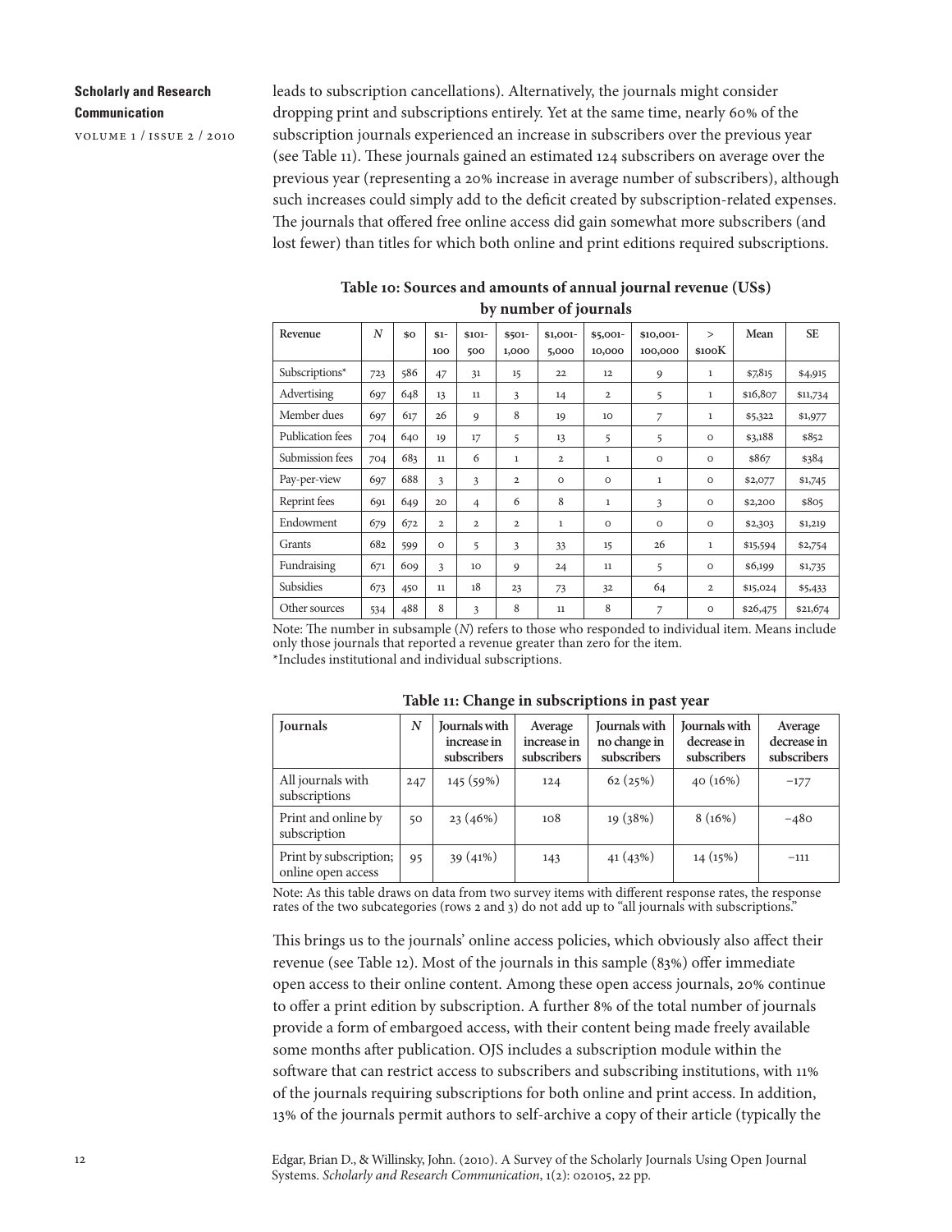leads to subscription cancellations). Alternatively, the journals might consider dropping print and subscriptions entirely. Yet at the same time, nearly 60% of the subscription journals experienced an increase in subscribers over the previous year (see Table 11). These journals gained an estimated 124 subscribers on average over the previous year (representing a 20% increase in average number of subscribers), although such increases could simply add to the deficit created by subscription-related expenses. The journals that offered free online access did gain somewhat more subscribers (and lost fewer) than titles for which both online and print editions required subscriptions.

**Table 10: Sources and amounts of annual journal revenue (US$) by number of journals**

| Revenue | *N* | $0 | $1-100 | $101-500 | $501-1,000 | $1,001-5,000 | $5,001-10,000 | $10,001-100,000 | > $100K | Mean | SE |
|---|---|---|---|---|---|---|---|---|---|---|---|
| Subscriptions* | 723 | 586 | 47 | 31 | 15 | 22 | 12 | 9 | 1 | $7,815 | $4,915 |
| Advertising | 697 | 648 | 13 | 11 | 3 | 14 | 2 | 5 | 1 | $16,807 | $11,734 |
| Member dues | 697 | 617 | 26 | 9 | 8 | 19 | 10 | 7 | 1 | $5,322 | $1,977 |
| Publication fees | 704 | 640 | 19 | 17 | 5 | 13 | 5 | 5 | 0 | $3,188 | $852 |
| Submission fees | 704 | 683 | 11 | 6 | 1 | 2 | 1 | 0 | 0 | $867 | $384 |
| Pay-per-view | 697 | 688 | 3 | 3 | 2 | 0 | 0 | 1 | 0 | $2,077 | $1,745 |
| Reprint fees | 691 | 649 | 20 | 4 | 6 | 8 | 1 | 3 | 0 | $2,200 | $805 |
| Endowment | 679 | 672 | 2 | 2 | 2 | 1 | 0 | 0 | 0 | $2,303 | $1,219 |
| Grants | 682 | 599 | 0 | 5 | 3 | 33 | 15 | 26 | 1 | $15,594 | $2,754 |
| Fundraising | 671 | 609 | 3 | 10 | 9 | 24 | 11 | 5 | 0 | $6,199 | $1,735 |
| Subsidies | 673 | 450 | 11 | 18 | 23 | 73 | 32 | 64 | 2 | $15,024 | $5,433 |
| Other sources | 534 | 488 | 8 | 3 | 8 | 11 | 8 | 7 | 0 | $26,475 | $21,674 |

Note: The number in subsample (*N*) refers to those who responded to individual item. Means include only those journals that reported a revenue greater than zero for the item.
*Includes institutional and individual subscriptions.

**Table 11: Change in subscriptions in past year**

| Journals | *N* | Journals with increase in subscribers | Average increase in subscribers | Journals with no change in subscribers | Journals with decrease in subscribers | Average decrease in subscribers |
|---|---|---|---|---|---|---|
| All journals with subscriptions | 247 | 145 (59%) | 124 | 62 (25%) | 40 (16%) | −177 |
| Print and online by subscription | 50 | 23 (46%) | 108 | 19 (38%) | 8 (16%) | −480 |
| Print by subscription; online open access | 95 | 39 (41%) | 143 | 41 (43%) | 14 (15%) | −111 |

Note: As this table draws on data from two survey items with different response rates, the response rates of the two subcategories (rows 2 and 3) do not add up to "all journals with subscriptions."

This brings us to the journals' online access policies, which obviously also affect their revenue (see Table 12). Most of the journals in this sample (83%) offer immediate open access to their online content. Among these open access journals, 20% continue to offer a print edition by subscription. A further 8% of the total number of journals provide a form of embargoed access, with their content being made freely available some months after publication. OJS includes a subscription module within the software that can restrict access to subscribers and subscribing institutions, with 11% of the journals requiring subscriptions for both online and print access. In addition, 13% of the journals permit authors to self-archive a copy of their article (typically the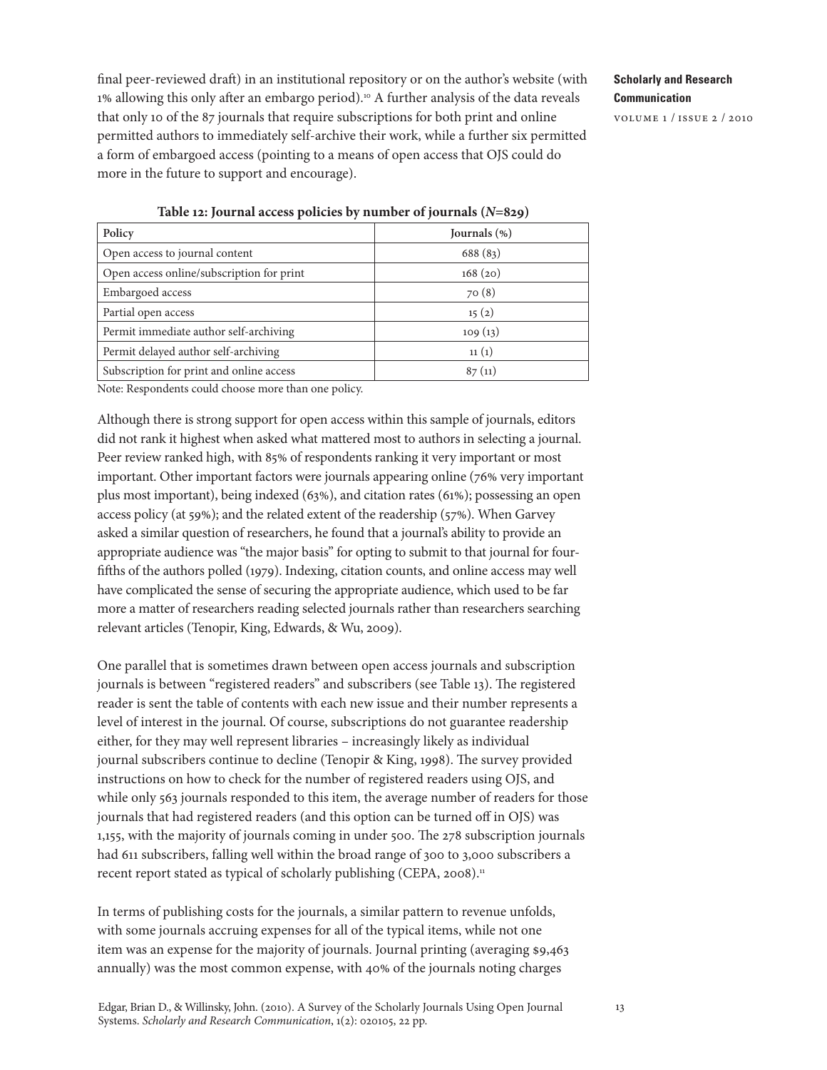final peer-reviewed draft) in an institutional repository or on the author's website (with 1% allowing this only after an embargo period).[10] A further analysis of the data reveals that only 10 of the 87 journals that require subscriptions for both print and online permitted authors to immediately self-archive their work, while a further six permitted a form of embargoed access (pointing to a means of open access that OJS could do more in the future to support and encourage).

**Table 12: Journal access policies by number of journals (*N*=829)**

| Policy | Journals (%) |
|---|---|
| Open access to journal content | 688 (83) |
| Open access online/subscription for print | 168 (20) |
| Embargoed access | 70 (8) |
| Partial open access | 15 (2) |
| Permit immediate author self-archiving | 109 (13) |
| Permit delayed author self-archiving | 11 (1) |
| Subscription for print and online access | 87 (11) |

Note: Respondents could choose more than one policy.

Although there is strong support for open access within this sample of journals, editors did not rank it highest when asked what mattered most to authors in selecting a journal. Peer review ranked high, with 85% of respondents ranking it very important or most important. Other important factors were journals appearing online (76% very important plus most important), being indexed (63%), and citation rates (61%); possessing an open access policy (at 59%); and the related extent of the readership (57%). When Garvey asked a similar question of researchers, he found that a journal's ability to provide an appropriate audience was "the major basis" for opting to submit to that journal for four-fifths of the authors polled (1979). Indexing, citation counts, and online access may well have complicated the sense of securing the appropriate audience, which used to be far more a matter of researchers reading selected journals rather than researchers searching relevant articles (Tenopir, King, Edwards, & Wu, 2009).

One parallel that is sometimes drawn between open access journals and subscription journals is between "registered readers" and subscribers (see Table 13). The registered reader is sent the table of contents with each new issue and their number represents a level of interest in the journal. Of course, subscriptions do not guarantee readership either, for they may well represent libraries – increasingly likely as individual journal subscribers continue to decline (Tenopir & King, 1998). The survey provided instructions on how to check for the number of registered readers using OJS, and while only 563 journals responded to this item, the average number of readers for those journals that had registered readers (and this option can be turned off in OJS) was 1,155, with the majority of journals coming in under 500. The 278 subscription journals had 611 subscribers, falling well within the broad range of 300 to 3,000 subscribers a recent report stated as typical of scholarly publishing (CEPA, 2008).[11]

In terms of publishing costs for the journals, a similar pattern to revenue unfolds, with some journals accruing expenses for all of the typical items, while not one item was an expense for the majority of journals. Journal printing (averaging $9,463 annually) was the most common expense, with 40% of the journals noting charges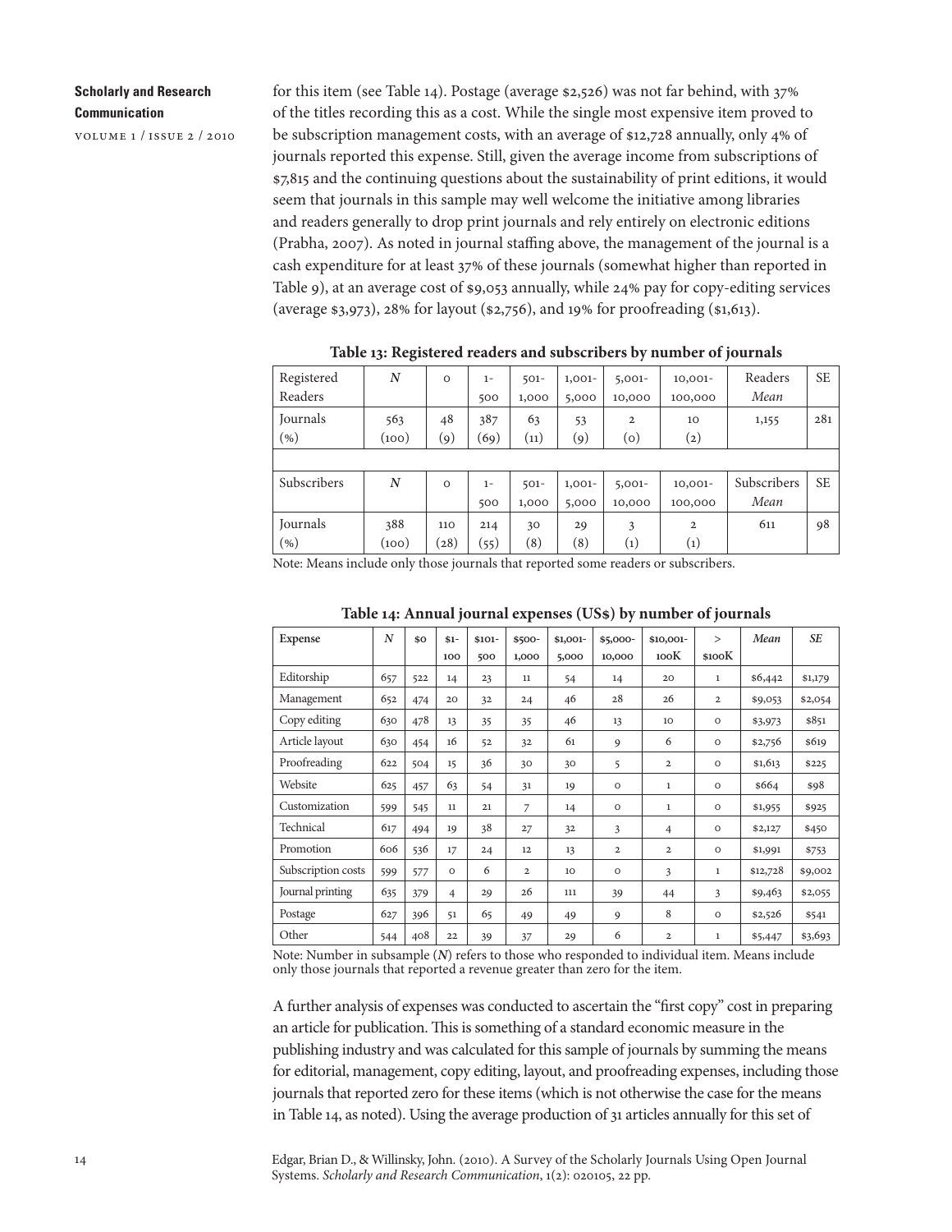for this item (see Table 14). Postage (average $2,526) was not far behind, with 37% of the titles recording this as a cost. While the single most expensive item proved to be subscription management costs, with an average of $12,728 annually, only 4% of journals reported this expense. Still, given the average income from subscriptions of $7,815 and the continuing questions about the sustainability of print editions, it would seem that journals in this sample may well welcome the initiative among libraries and readers generally to drop print journals and rely entirely on electronic editions (Prabha, 2007). As noted in journal staffing above, the management of the journal is a cash expenditure for at least 37% of these journals (somewhat higher than reported in Table 9), at an average cost of $9,053 annually, while 24% pay for copy-editing services (average $3,973), 28% for layout ($2,756), and 19% for proofreading ($1,613).

**Table 13: Registered readers and subscribers by number of journals**

| Registered Readers | *N* | 0 | 1-500 | 501-1,000 | 1,001-5,000 | 5,001-10,000 | 10,001-100,000 | Readers *Mean* | SE |
|---|---|---|---|---|---|---|---|---|---|
| Journals (%) | 563 (100) | 48 (9) | 387 (69) | 63 (11) | 53 (9) | 2 (0) | 10 (2) | 1,155 | 281 |
| | | | | | | | | | |
| Subscribers | *N* | 0 | 1-500 | 501-1,000 | 1,001-5,000 | 5,001-10,000 | 10,001-100,000 | Subscribers *Mean* | SE |
| Journals (%) | 388 (100) | 110 (28) | 214 (55) | 30 (8) | 29 (8) | 3 (1) | 2 (1) | 611 | 98 |

Note: Means include only those journals that reported some readers or subscribers.

**Table 14: Annual journal expenses (US$) by number of journals**

| Expense | *N* | $0 | $1-100 | $101-500 | $500-1,000 | $1,001-5,000 | $5,000-10,000 | $10,001-100K | > $100K | *Mean* | *SE* |
|---|---|---|---|---|---|---|---|---|---|---|---|
| Editorship | 657 | 522 | 14 | 23 | 11 | 54 | 14 | 20 | 1 | $6,442 | $1,179 |
| Management | 652 | 474 | 20 | 32 | 24 | 46 | 28 | 26 | 2 | $9,053 | $2,054 |
| Copy editing | 630 | 478 | 13 | 35 | 35 | 46 | 13 | 10 | 0 | $3,973 | $851 |
| Article layout | 630 | 454 | 16 | 52 | 32 | 61 | 9 | 6 | 0 | $2,756 | $619 |
| Proofreading | 622 | 504 | 15 | 36 | 30 | 30 | 5 | 2 | 0 | $1,613 | $225 |
| Website | 625 | 457 | 63 | 54 | 31 | 19 | 0 | 1 | 0 | $664 | $98 |
| Customization | 599 | 545 | 11 | 21 | 7 | 14 | 0 | 1 | 0 | $1,955 | $925 |
| Technical | 617 | 494 | 19 | 38 | 27 | 32 | 3 | 4 | 0 | $2,127 | $450 |
| Promotion | 606 | 536 | 17 | 24 | 12 | 13 | 2 | 2 | 0 | $1,991 | $753 |
| Subscription costs | 599 | 577 | 0 | 6 | 2 | 10 | 0 | 3 | 1 | $12,728 | $9,002 |
| Journal printing | 635 | 379 | 4 | 29 | 26 | 111 | 39 | 44 | 3 | $9,463 | $2,055 |
| Postage | 627 | 396 | 51 | 65 | 49 | 49 | 9 | 8 | 0 | $2,526 | $541 |
| Other | 544 | 408 | 22 | 39 | 37 | 29 | 6 | 2 | 1 | $5,447 | $3,693 |

Note: Number in subsample (***N***) refers to those who responded to individual item. Means include only those journals that reported a revenue greater than zero for the item.

A further analysis of expenses was conducted to ascertain the "first copy" cost in preparing an article for publication. This is something of a standard economic measure in the publishing industry and was calculated for this sample of journals by summing the means for editorial, management, copy editing, layout, and proofreading expenses, including those journals that reported zero for these items (which is not otherwise the case for the means in Table 14, as noted). Using the average production of 31 articles annually for this set of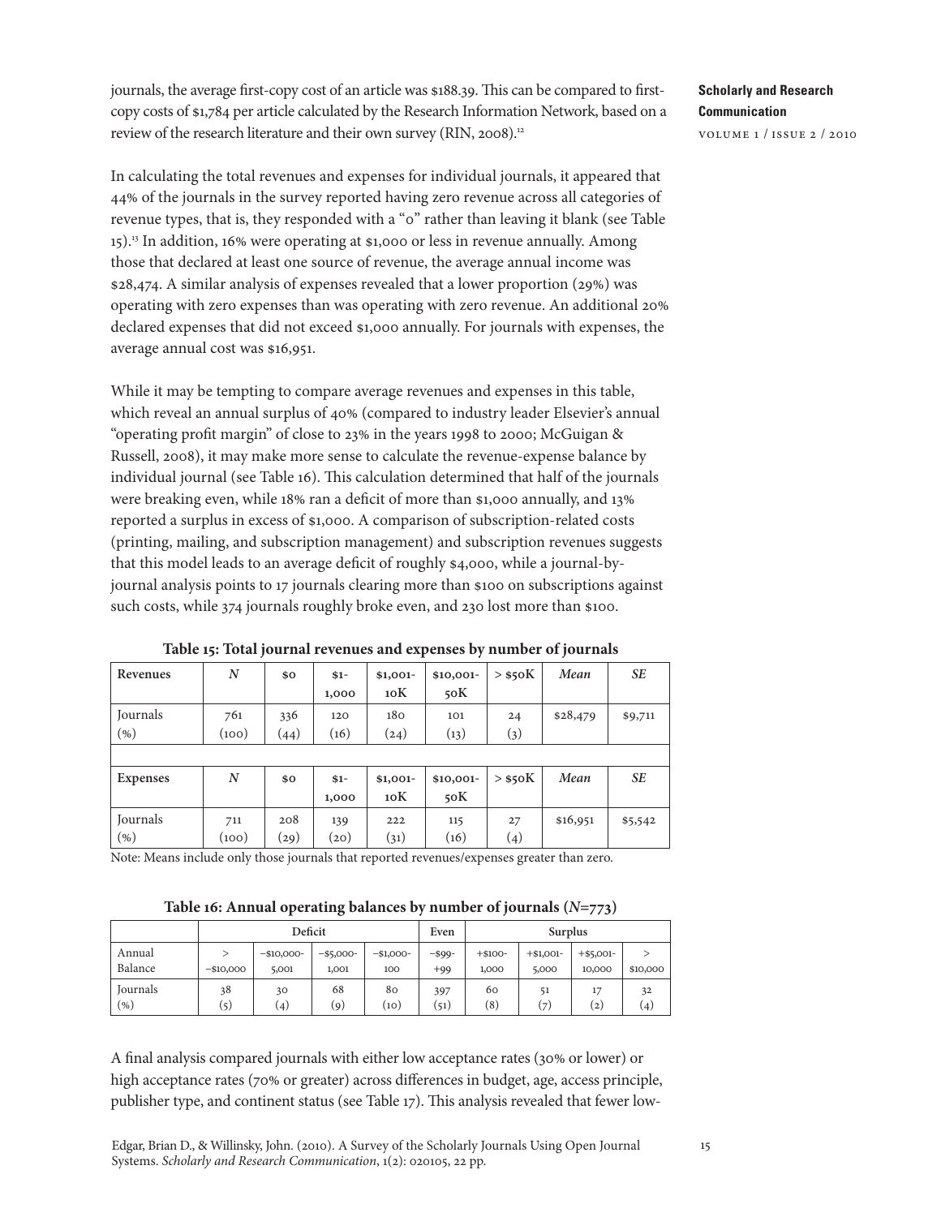journals, the average first-copy cost of an article was $188.39. This can be compared to first-copy costs of $1,784 per article calculated by the Research Information Network, based on a review of the research literature and their own survey (RIN, 2008).[12]

In calculating the total revenues and expenses for individual journals, it appeared that 44% of the journals in the survey reported having zero revenue across all categories of revenue types, that is, they responded with a "0" rather than leaving it blank (see Table 15).[13] In addition, 16% were operating at $1,000 or less in revenue annually. Among those that declared at least one source of revenue, the average annual income was $28,474. A similar analysis of expenses revealed that a lower proportion (29%) was operating with zero expenses than was operating with zero revenue. An additional 20% declared expenses that did not exceed $1,000 annually. For journals with expenses, the average annual cost was $16,951.

While it may be tempting to compare average revenues and expenses in this table, which reveal an annual surplus of 40% (compared to industry leader Elsevier's annual "operating profit margin" of close to 23% in the years 1998 to 2000; McGuigan & Russell, 2008), it may make more sense to calculate the revenue-expense balance by individual journal (see Table 16). This calculation determined that half of the journals were breaking even, while 18% ran a deficit of more than $1,000 annually, and 13% reported a surplus in excess of $1,000. A comparison of subscription-related costs (printing, mailing, and subscription management) and subscription revenues suggests that this model leads to an average deficit of roughly $4,000, while a journal-by-journal analysis points to 17 journals clearing more than $100 on subscriptions against such costs, while 374 journals roughly broke even, and 230 lost more than $100.

**Table 15: Total journal revenues and expenses by number of journals**

| Revenues | *N* | $0 | $1-1,000 | $1,001-10K | $10,001-50K | > $50K | *Mean* | *SE* |
|---|---|---|---|---|---|---|---|---|
| Journals (%) | 761 (100) | 336 (44) | 120 (16) | 180 (24) | 101 (13) | 24 (3) | $28,479 | $9,711 |
| | | | | | | | | |
| **Expenses** | *N* | $0 | $1-1,000 | $1,001-10K | $10,001-50K | > $50K | *Mean* | *SE* |
| Journals (%) | 711 (100) | 208 (29) | 139 (20) | 222 (31) | 115 (16) | 27 (4) | $16,951 | $5,542 |

Note: Means include only those journals that reported revenues/expenses greater than zero.

**Table 16: Annual operating balances by number of journals (*N*=773)**

| | Deficit | | | | Even | Surplus | | | |
|---|---|---|---|---|---|---|---|---|---|
| Annual Balance | > −$10,000 | −$10,000-5,001 | −$5,000-1,001 | −$1,000-100 | −$99-+99 | +$100-1,000 | +$1,001-5,000 | +$5,001-10,000 | > $10,000 |
| Journals (%) | 38 (5) | 30 (4) | 68 (9) | 80 (10) | 397 (51) | 60 (8) | 51 (7) | 17 (2) | 32 (4) |

A final analysis compared journals with either low acceptance rates (30% or lower) or high acceptance rates (70% or greater) across differences in budget, age, access principle, publisher type, and continent status (see Table 17). This analysis revealed that fewer low-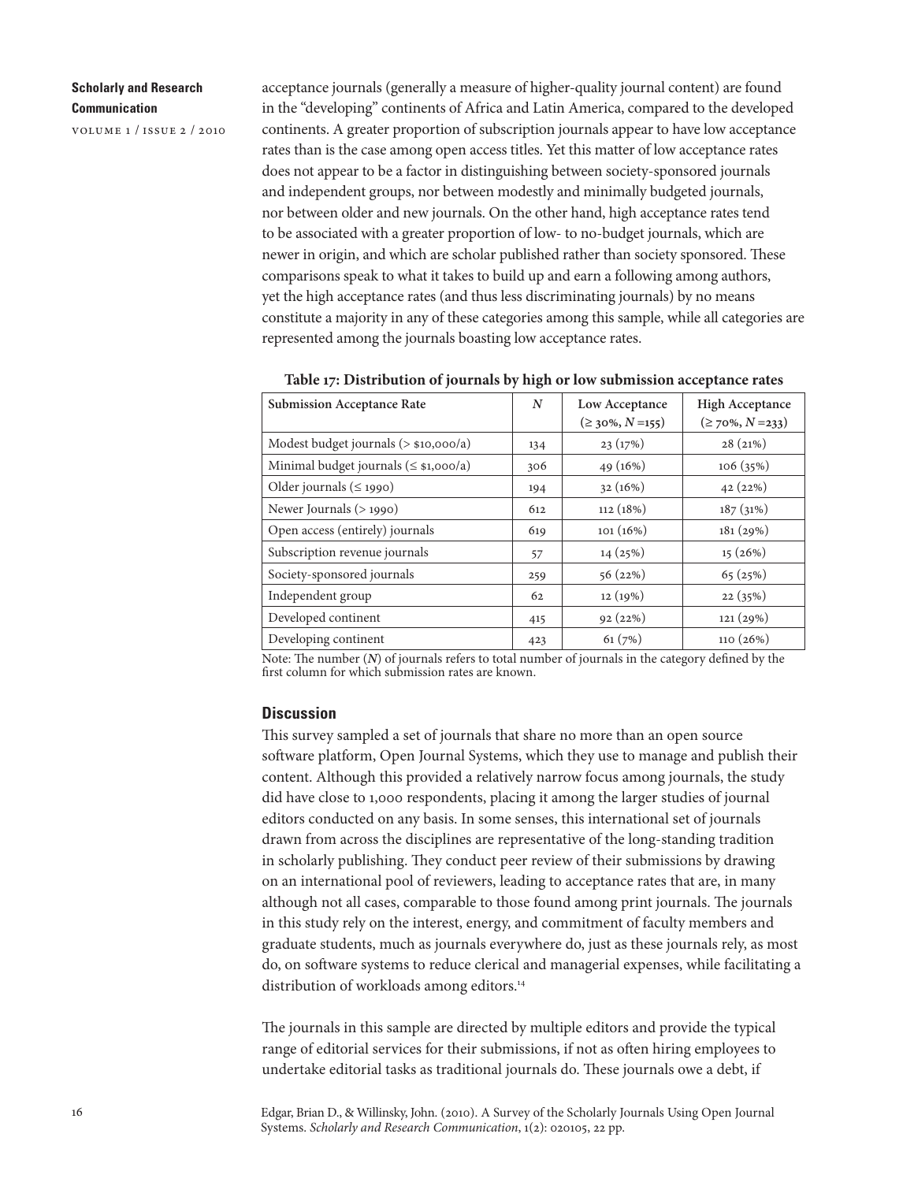acceptance journals (generally a measure of higher-quality journal content) are found in the "developing" continents of Africa and Latin America, compared to the developed continents. A greater proportion of subscription journals appear to have low acceptance rates than is the case among open access titles. Yet this matter of low acceptance rates does not appear to be a factor in distinguishing between society-sponsored journals and independent groups, nor between modestly and minimally budgeted journals, nor between older and new journals. On the other hand, high acceptance rates tend to be associated with a greater proportion of low- to no-budget journals, which are newer in origin, and which are scholar published rather than society sponsored. These comparisons speak to what it takes to build up and earn a following among authors, yet the high acceptance rates (and thus less discriminating journals) by no means constitute a majority in any of these categories among this sample, while all categories are represented among the journals boasting low acceptance rates.

**Table 17: Distribution of journals by high or low submission acceptance rates**

| Submission Acceptance Rate | *N* | Low Acceptance (≥ 30%, *N* =155) | High Acceptance (≥ 70%, *N* =233) |
|---|---|---|---|
| Modest budget journals (> $10,000/a) | 134 | 23 (17%) | 28 (21%) |
| Minimal budget journals (≤ $1,000/a) | 306 | 49 (16%) | 106 (35%) |
| Older journals (≤ 1990) | 194 | 32 (16%) | 42 (22%) |
| Newer Journals (> 1990) | 612 | 112 (18%) | 187 (31%) |
| Open access (entirely) journals | 619 | 101 (16%) | 181 (29%) |
| Subscription revenue journals | 57 | 14 (25%) | 15 (26%) |
| Society-sponsored journals | 259 | 56 (22%) | 65 (25%) |
| Independent group | 62 | 12 (19%) | 22 (35%) |
| Developed continent | 415 | 92 (22%) | 121 (29%) |
| Developing continent | 423 | 61 (7%) | 110 (26%) |

Note: The number (*N*) of journals refers to total number of journals in the category defined by the first column for which submission rates are known.

## Discussion

This survey sampled a set of journals that share no more than an open source software platform, Open Journal Systems, which they use to manage and publish their content. Although this provided a relatively narrow focus among journals, the study did have close to 1,000 respondents, placing it among the larger studies of journal editors conducted on any basis. In some senses, this international set of journals drawn from across the disciplines are representative of the long-standing tradition in scholarly publishing. They conduct peer review of their submissions by drawing on an international pool of reviewers, leading to acceptance rates that are, in many although not all cases, comparable to those found among print journals. The journals in this study rely on the interest, energy, and commitment of faculty members and graduate students, much as journals everywhere do, just as these journals rely, as most do, on software systems to reduce clerical and managerial expenses, while facilitating a distribution of workloads among editors.[14]

The journals in this sample are directed by multiple editors and provide the typical range of editorial services for their submissions, if not as often hiring employees to undertake editorial tasks as traditional journals do. These journals owe a debt, if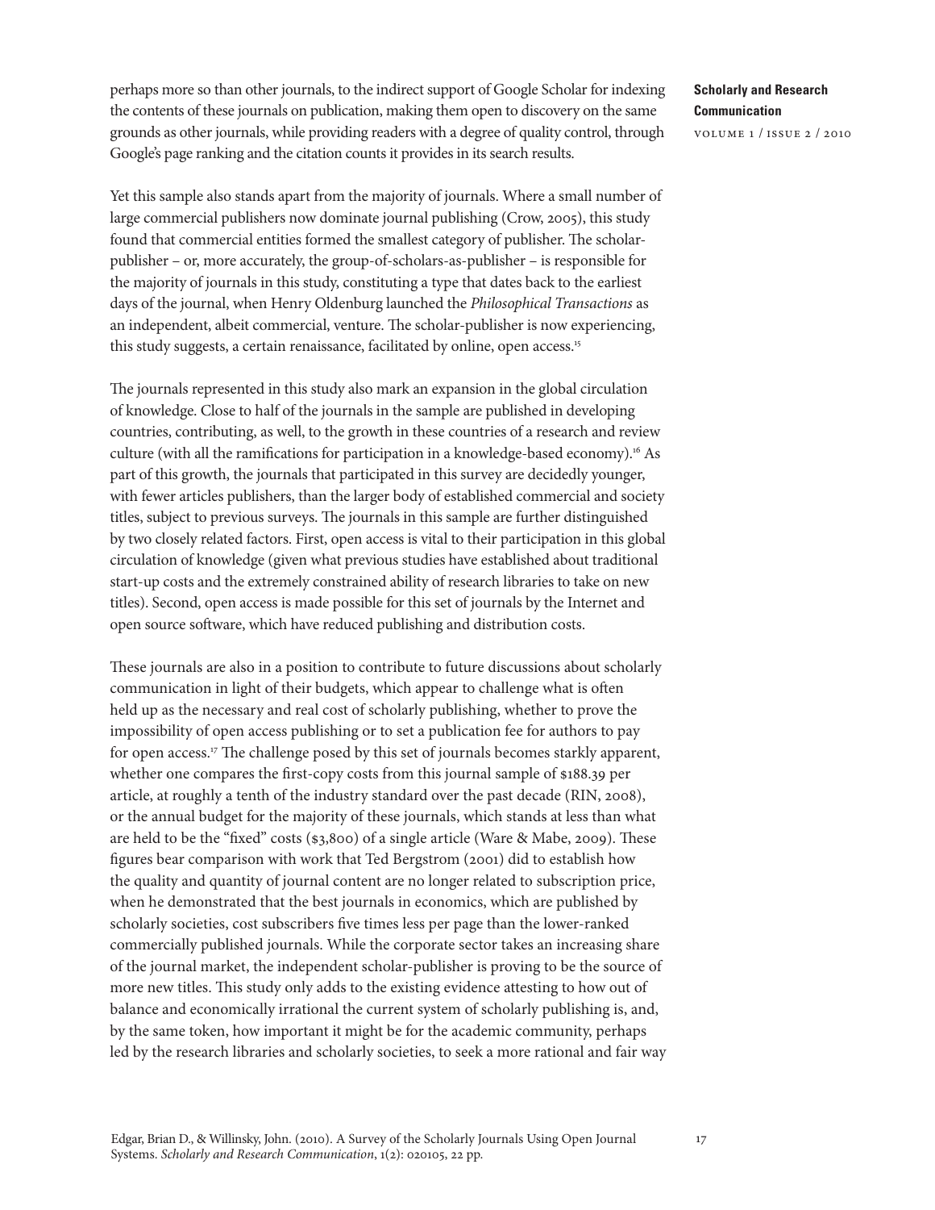perhaps more so than other journals, to the indirect support of Google Scholar for indexing the contents of these journals on publication, making them open to discovery on the same grounds as other journals, while providing readers with a degree of quality control, through Google's page ranking and the citation counts it provides in its search results.

Yet this sample also stands apart from the majority of journals. Where a small number of large commercial publishers now dominate journal publishing (Crow, 2005), this study found that commercial entities formed the smallest category of publisher. The scholar-publisher – or, more accurately, the group-of-scholars-as-publisher – is responsible for the majority of journals in this study, constituting a type that dates back to the earliest days of the journal, when Henry Oldenburg launched the *Philosophical Transactions* as an independent, albeit commercial, venture. The scholar-publisher is now experiencing, this study suggests, a certain renaissance, facilitated by online, open access.[15]

The journals represented in this study also mark an expansion in the global circulation of knowledge. Close to half of the journals in the sample are published in developing countries, contributing, as well, to the growth in these countries of a research and review culture (with all the ramifications for participation in a knowledge-based economy).[16] As part of this growth, the journals that participated in this survey are decidedly younger, with fewer articles publishers, than the larger body of established commercial and society titles, subject to previous surveys. The journals in this sample are further distinguished by two closely related factors. First, open access is vital to their participation in this global circulation of knowledge (given what previous studies have established about traditional start-up costs and the extremely constrained ability of research libraries to take on new titles). Second, open access is made possible for this set of journals by the Internet and open source software, which have reduced publishing and distribution costs.

These journals are also in a position to contribute to future discussions about scholarly communication in light of their budgets, which appear to challenge what is often held up as the necessary and real cost of scholarly publishing, whether to prove the impossibility of open access publishing or to set a publication fee for authors to pay for open access.[17] The challenge posed by this set of journals becomes starkly apparent, whether one compares the first-copy costs from this journal sample of $188.39 per article, at roughly a tenth of the industry standard over the past decade (RIN, 2008), or the annual budget for the majority of these journals, which stands at less than what are held to be the "fixed" costs ($3,800) of a single article (Ware & Mabe, 2009). These figures bear comparison with work that Ted Bergstrom (2001) did to establish how the quality and quantity of journal content are no longer related to subscription price, when he demonstrated that the best journals in economics, which are published by scholarly societies, cost subscribers five times less per page than the lower-ranked commercially published journals. While the corporate sector takes an increasing share of the journal market, the independent scholar-publisher is proving to be the source of more new titles. This study only adds to the existing evidence attesting to how out of balance and economically irrational the current system of scholarly publishing is, and, by the same token, how important it might be for the academic community, perhaps led by the research libraries and scholarly societies, to seek a more rational and fair way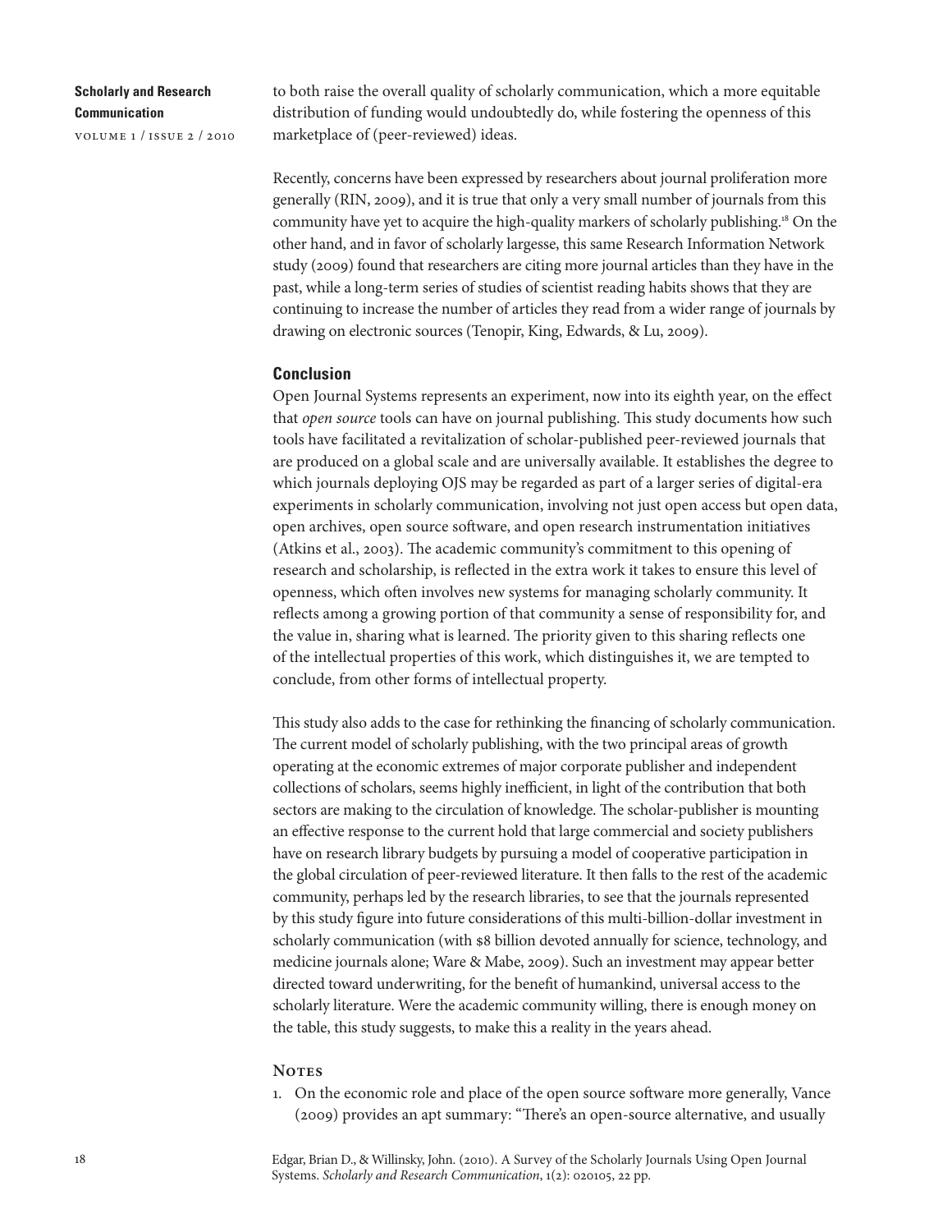to both raise the overall quality of scholarly communication, which a more equitable distribution of funding would undoubtedly do, while fostering the openness of this marketplace of (peer-reviewed) ideas.

Recently, concerns have been expressed by researchers about journal proliferation more generally (RIN, 2009), and it is true that only a very small number of journals from this community have yet to acquire the high-quality markers of scholarly publishing.[18] On the other hand, and in favor of scholarly largesse, this same Research Information Network study (2009) found that researchers are citing more journal articles than they have in the past, while a long-term series of studies of scientist reading habits shows that they are continuing to increase the number of articles they read from a wider range of journals by drawing on electronic sources (Tenopir, King, Edwards, & Lu, 2009).

## Conclusion

Open Journal Systems represents an experiment, now into its eighth year, on the effect that *open source* tools can have on journal publishing. This study documents how such tools have facilitated a revitalization of scholar-published peer-reviewed journals that are produced on a global scale and are universally available. It establishes the degree to which journals deploying OJS may be regarded as part of a larger series of digital-era experiments in scholarly communication, involving not just open access but open data, open archives, open source software, and open research instrumentation initiatives (Atkins et al., 2003). The academic community's commitment to this opening of research and scholarship, is reflected in the extra work it takes to ensure this level of openness, which often involves new systems for managing scholarly community. It reflects among a growing portion of that community a sense of responsibility for, and the value in, sharing what is learned. The priority given to this sharing reflects one of the intellectual properties of this work, which distinguishes it, we are tempted to conclude, from other forms of intellectual property.

This study also adds to the case for rethinking the financing of scholarly communication. The current model of scholarly publishing, with the two principal areas of growth operating at the economic extremes of major corporate publisher and independent collections of scholars, seems highly inefficient, in light of the contribution that both sectors are making to the circulation of knowledge. The scholar-publisher is mounting an effective response to the current hold that large commercial and society publishers have on research library budgets by pursuing a model of cooperative participation in the global circulation of peer-reviewed literature. It then falls to the rest of the academic community, perhaps led by the research libraries, to see that the journals represented by this study figure into future considerations of this multi-billion-dollar investment in scholarly communication (with $8 billion devoted annually for science, technology, and medicine journals alone; Ware & Mabe, 2009). Such an investment may appear better directed toward underwriting, for the benefit of humankind, universal access to the scholarly literature. Were the academic community willing, there is enough money on the table, this study suggests, to make this a reality in the years ahead.

### Notes

1. On the economic role and place of the open source software more generally, Vance (2009) provides an apt summary: "There's an open-source alternative, and usually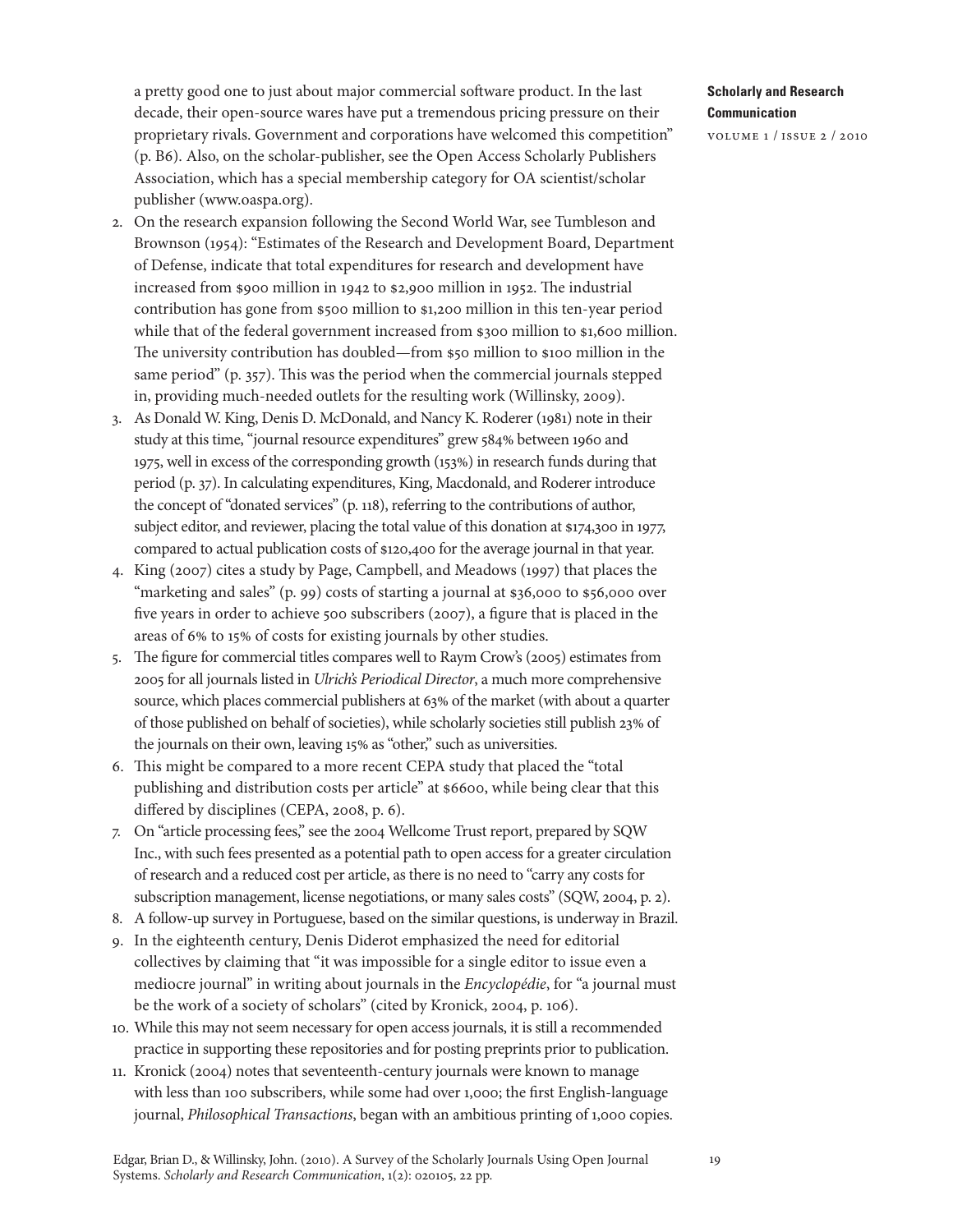a pretty good one to just about major commercial software product. In the last decade, their open-source wares have put a tremendous pricing pressure on their proprietary rivals. Government and corporations have welcomed this competition" (p. B6). Also, on the scholar-publisher, see the Open Access Scholarly Publishers Association, which has a special membership category for OA scientist/scholar publisher (www.oaspa.org).

2. On the research expansion following the Second World War, see Tumbleson and Brownson (1954): "Estimates of the Research and Development Board, Department of Defense, indicate that total expenditures for research and development have increased from $900 million in 1942 to $2,900 million in 1952. The industrial contribution has gone from $500 million to $1,200 million in this ten-year period while that of the federal government increased from $300 million to $1,600 million. The university contribution has doubled—from $50 million to $100 million in the same period" (p. 357). This was the period when the commercial journals stepped in, providing much-needed outlets for the resulting work (Willinsky, 2009).
3. As Donald W. King, Denis D. McDonald, and Nancy K. Roderer (1981) note in their study at this time, "journal resource expenditures" grew 584% between 1960 and 1975, well in excess of the corresponding growth (153%) in research funds during that period (p. 37). In calculating expenditures, King, Macdonald, and Roderer introduce the concept of "donated services" (p. 118), referring to the contributions of author, subject editor, and reviewer, placing the total value of this donation at $174,300 in 1977, compared to actual publication costs of $120,400 for the average journal in that year.
4. King (2007) cites a study by Page, Campbell, and Meadows (1997) that places the "marketing and sales" (p. 99) costs of starting a journal at $36,000 to $56,000 over five years in order to achieve 500 subscribers (2007), a figure that is placed in the areas of 6% to 15% of costs for existing journals by other studies.
5. The figure for commercial titles compares well to Raym Crow's (2005) estimates from 2005 for all journals listed in *Ulrich's Periodical Director*, a much more comprehensive source, which places commercial publishers at 63% of the market (with about a quarter of those published on behalf of societies), while scholarly societies still publish 23% of the journals on their own, leaving 15% as "other," such as universities.
6. This might be compared to a more recent CEPA study that placed the "total publishing and distribution costs per article" at $6600, while being clear that this differed by disciplines (CEPA, 2008, p. 6).
7. On "article processing fees," see the 2004 Wellcome Trust report, prepared by SQW Inc., with such fees presented as a potential path to open access for a greater circulation of research and a reduced cost per article, as there is no need to "carry any costs for subscription management, license negotiations, or many sales costs" (SQW, 2004, p. 2).
8. A follow-up survey in Portuguese, based on the similar questions, is underway in Brazil.
9. In the eighteenth century, Denis Diderot emphasized the need for editorial collectives by claiming that "it was impossible for a single editor to issue even a mediocre journal" in writing about journals in the *Encyclopédie*, for "a journal must be the work of a society of scholars" (cited by Kronick, 2004, p. 106).
10. While this may not seem necessary for open access journals, it is still a recommended practice in supporting these repositories and for posting preprints prior to publication.
11. Kronick (2004) notes that seventeenth-century journals were known to manage with less than 100 subscribers, while some had over 1,000; the first English-language journal, *Philosophical Transactions*, began with an ambitious printing of 1,000 copies.

Edgar, Brian D., & Willinsky, John. (2010). A Survey of the Scholarly Journals Using Open Journal Systems. *Scholarly and Research Communication*, 1(2): 020105, 22 pp.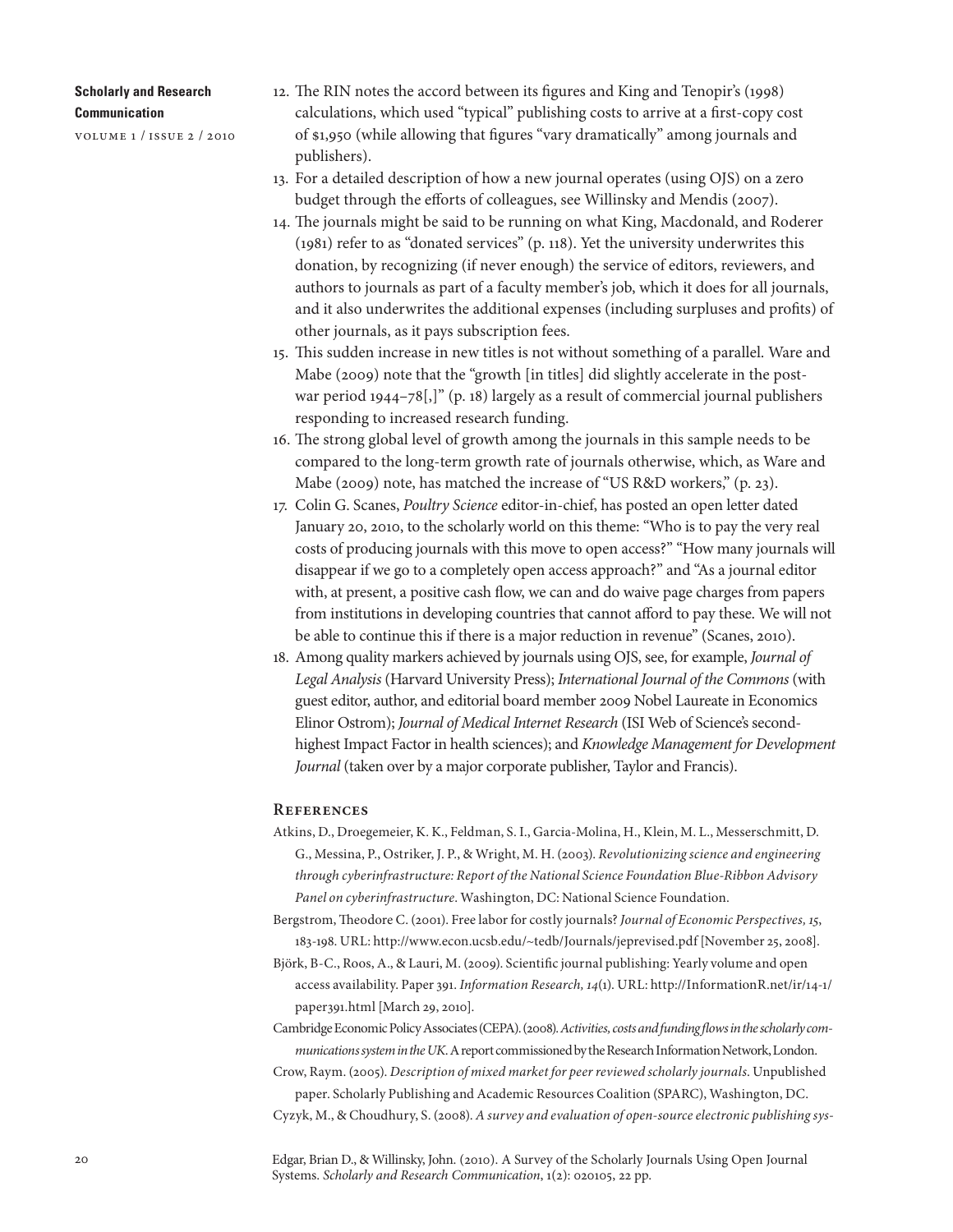12. The RIN notes the accord between its figures and King and Tenopir's (1998) calculations, which used "typical" publishing costs to arrive at a first-copy cost of $1,950 (while allowing that figures "vary dramatically" among journals and publishers).
13. For a detailed description of how a new journal operates (using OJS) on a zero budget through the efforts of colleagues, see Willinsky and Mendis (2007).
14. The journals might be said to be running on what King, Macdonald, and Roderer (1981) refer to as "donated services" (p. 118). Yet the university underwrites this donation, by recognizing (if never enough) the service of editors, reviewers, and authors to journals as part of a faculty member's job, which it does for all journals, and it also underwrites the additional expenses (including surpluses and profits) of other journals, as it pays subscription fees.
15. This sudden increase in new titles is not without something of a parallel. Ware and Mabe (2009) note that the "growth [in titles] did slightly accelerate in the post-war period 1944–78[,]" (p. 18) largely as a result of commercial journal publishers responding to increased research funding.
16. The strong global level of growth among the journals in this sample needs to be compared to the long-term growth rate of journals otherwise, which, as Ware and Mabe (2009) note, has matched the increase of "US R&D workers," (p. 23).
17. Colin G. Scanes, *Poultry Science* editor-in-chief, has posted an open letter dated January 20, 2010, to the scholarly world on this theme: "Who is to pay the very real costs of producing journals with this move to open access?" "How many journals will disappear if we go to a completely open access approach?" and "As a journal editor with, at present, a positive cash flow, we can and do waive page charges from papers from institutions in developing countries that cannot afford to pay these. We will not be able to continue this if there is a major reduction in revenue" (Scanes, 2010).
18. Among quality markers achieved by journals using OJS, see, for example, *Journal of Legal Analysis* (Harvard University Press); *International Journal of the Commons* (with guest editor, author, and editorial board member 2009 Nobel Laureate in Economics Elinor Ostrom); *Journal of Medical Internet Research* (ISI Web of Science's second-highest Impact Factor in health sciences); and *Knowledge Management for Development Journal* (taken over by a major corporate publisher, Taylor and Francis).

## References

Atkins, D., Droegemeier, K. K., Feldman, S. I., Garcia-Molina, H., Klein, M. L., Messerschmitt, D. G., Messina, P., Ostriker, J. P., & Wright, M. H. (2003). *Revolutionizing science and engineering through cyberinfrastructure: Report of the National Science Foundation Blue-Ribbon Advisory Panel on cyberinfrastructure*. Washington, DC: National Science Foundation.

Bergstrom, Theodore C. (2001). Free labor for costly journals? *Journal of Economic Perspectives, 15*, 183-198. URL: http://www.econ.ucsb.edu/~tedb/Journals/jeprevised.pdf [November 25, 2008].

Björk, B-C., Roos, A., & Lauri, M. (2009). Scientific journal publishing: Yearly volume and open access availability. Paper 391. *Information Research, 14*(1). URL: http://InformationR.net/ir/14-1/paper391.html [March 29, 2010].

Cambridge Economic Policy Associates (CEPA). (2008). *Activities, costs and funding flows in the scholarly communications system in the UK*. A report commissioned by the Research Information Network, London.

Crow, Raym. (2005). *Description of mixed market for peer reviewed scholarly journals*. Unpublished paper. Scholarly Publishing and Academic Resources Coalition (SPARC), Washington, DC.

Cyzyk, M., & Choudhury, S. (2008). *A survey and evaluation of open-source electronic publishing sys-*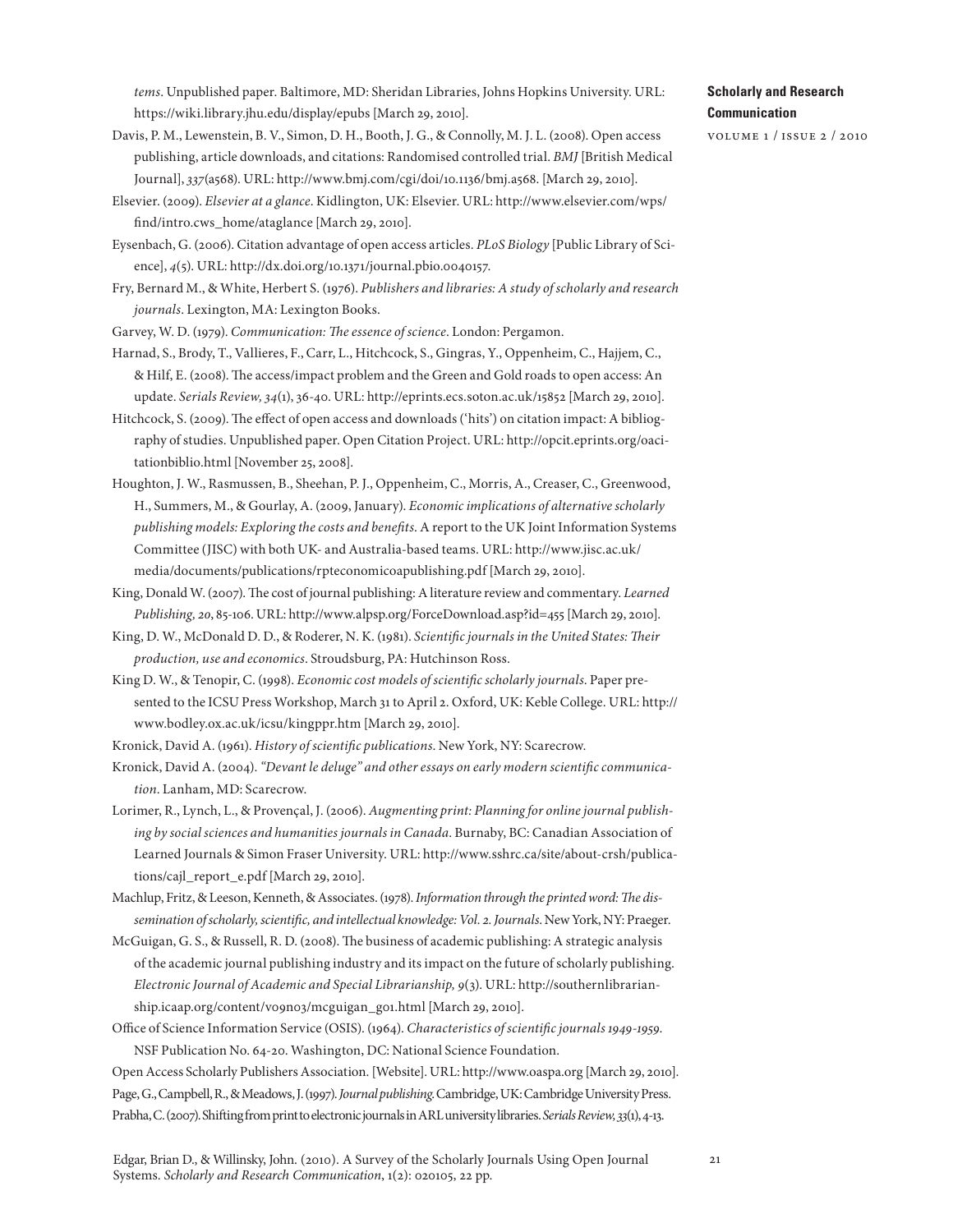*tems*. Unpublished paper. Baltimore, MD: Sheridan Libraries, Johns Hopkins University. URL: https://wiki.library.jhu.edu/display/epubs [March 29, 2010].

Davis, P. M., Lewenstein, B. V., Simon, D. H., Booth, J. G., & Connolly, M. J. L. (2008). Open access publishing, article downloads, and citations: Randomised controlled trial. *BMJ* [British Medical Journal], *337*(a568). URL: http://www.bmj.com/cgi/doi/10.1136/bmj.a568. [March 29, 2010].

Elsevier. (2009). *Elsevier at a glance*. Kidlington, UK: Elsevier. URL: http://www.elsevier.com/wps/find/intro.cws_home/ataglance [March 29, 2010].

Eysenbach, G. (2006). Citation advantage of open access articles. *PLoS Biology* [Public Library of Science], *4*(5). URL: http://dx.doi.org/10.1371/journal.pbio.0040157.

Fry, Bernard M., & White, Herbert S. (1976). *Publishers and libraries: A study of scholarly and research journals*. Lexington, MA: Lexington Books.

Garvey, W. D. (1979). *Communication: The essence of science*. London: Pergamon.

Harnad, S., Brody, T., Vallieres, F., Carr, L., Hitchcock, S., Gingras, Y., Oppenheim, C., Hajjem, C., & Hilf, E. (2008). The access/impact problem and the Green and Gold roads to open access: An update. *Serials Review, 34*(1), 36-40. URL: http://eprints.ecs.soton.ac.uk/15852 [March 29, 2010].

Hitchcock, S. (2009). The effect of open access and downloads ('hits') on citation impact: A bibliography of studies. Unpublished paper. Open Citation Project. URL: http://opcit.eprints.org/oacitationbiblio.html [November 25, 2008].

Houghton, J. W., Rasmussen, B., Sheehan, P. J., Oppenheim, C., Morris, A., Creaser, C., Greenwood, H., Summers, M., & Gourlay, A. (2009, January). *Economic implications of alternative scholarly publishing models: Exploring the costs and benefits*. A report to the UK Joint Information Systems Committee (JISC) with both UK- and Australia-based teams. URL: http://www.jisc.ac.uk/media/documents/publications/rpteconomicoapublishing.pdf [March 29, 2010].

King, Donald W. (2007). The cost of journal publishing: A literature review and commentary. *Learned Publishing, 20*, 85-106. URL: http://www.alpsp.org/ForceDownload.asp?id=455 [March 29, 2010].

King, D. W., McDonald D. D., & Roderer, N. K. (1981). *Scientific journals in the United States: Their production, use and economics*. Stroudsburg, PA: Hutchinson Ross.

King D. W., & Tenopir, C. (1998). *Economic cost models of scientific scholarly journals*. Paper presented to the ICSU Press Workshop, March 31 to April 2. Oxford, UK: Keble College. URL: http://www.bodley.ox.ac.uk/icsu/kingppr.htm [March 29, 2010].

Kronick, David A. (1961). *History of scientific publications*. New York, NY: Scarecrow.

Kronick, David A. (2004). *"Devant le deluge" and other essays on early modern scientific communication*. Lanham, MD: Scarecrow.

Lorimer, R., Lynch, L., & Provençal, J. (2006). *Augmenting print: Planning for online journal publishing by social sciences and humanities journals in Canada*. Burnaby, BC: Canadian Association of Learned Journals & Simon Fraser University. URL: http://www.sshrc.ca/site/about-crsh/publications/cajl_report_e.pdf [March 29, 2010].

Machlup, Fritz, & Leeson, Kenneth, & Associates. (1978). *Information through the printed word: The dissemination of scholarly, scientific, and intellectual knowledge: Vol. 2. Journals*. New York, NY: Praeger.

McGuigan, G. S., & Russell, R. D. (2008). The business of academic publishing: A strategic analysis of the academic journal publishing industry and its impact on the future of scholarly publishing. *Electronic Journal of Academic and Special Librarianship, 9*(3). URL: http://southernlibrarianship.icaap.org/content/v09n03/mcguigan_g01.html [March 29, 2010].

Office of Science Information Service (OSIS). (1964). *Characteristics of scientific journals 1949-1959*. NSF Publication No. 64-20. Washington, DC: National Science Foundation.

Open Access Scholarly Publishers Association. [Website]. URL: http://www.oaspa.org [March 29, 2010].

Page, G., Campbell, R., & Meadows, J. (1997). *Journal publishing*. Cambridge, UK: Cambridge University Press.

Prabha, C. (2007). Shifting from print to electronic journals in ARL university libraries. *Serials Review, 33*(1), 4-13.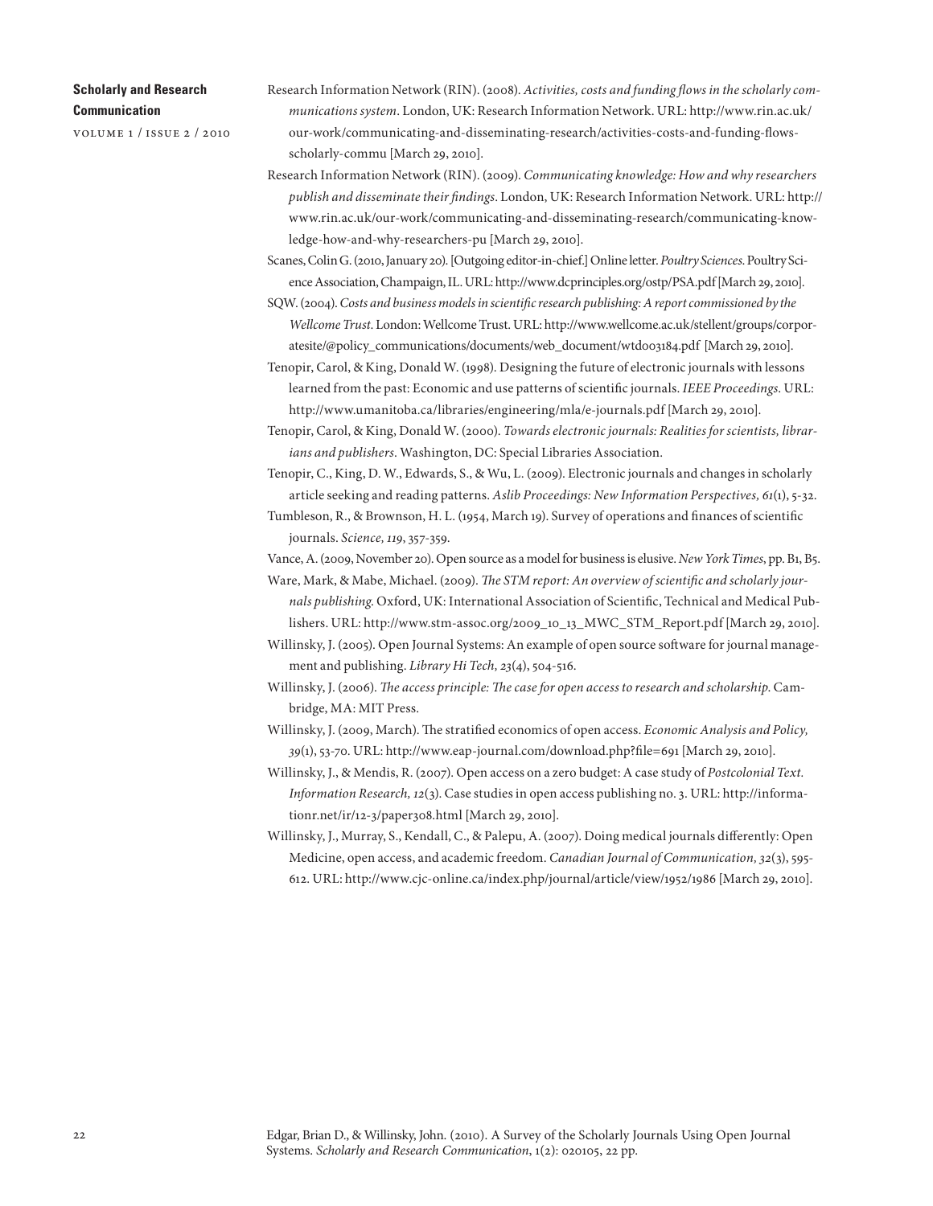Research Information Network (RIN). (2008). *Activities, costs and funding flows in the scholarly communications system*. London, UK: Research Information Network. URL: http://www.rin.ac.uk/our-work/communicating-and-disseminating-research/activities-costs-and-funding-flows-scholarly-commu [March 29, 2010].

Research Information Network (RIN). (2009). *Communicating knowledge: How and why researchers publish and disseminate their findings*. London, UK: Research Information Network. URL: http://www.rin.ac.uk/our-work/communicating-and-disseminating-research/communicating-knowledge-how-and-why-researchers-pu [March 29, 2010].

Scanes, Colin G. (2010, January 20). [Outgoing editor-in-chief.] Online letter. *Poultry Sciences*. Poultry Science Association, Champaign, IL. URL: http://www.dcprinciples.org/ostp/PSA.pdf [March 29, 2010].

SQW. (2004). *Costs and business models in scientific research publishing: A report commissioned by the Wellcome Trust*. London: Wellcome Trust. URL: http://www.wellcome.ac.uk/stellent/groups/corporatesite/@policy_communications/documents/web_document/wtd003184.pdf [March 29, 2010].

Tenopir, Carol, & King, Donald W. (1998). Designing the future of electronic journals with lessons learned from the past: Economic and use patterns of scientific journals. *IEEE Proceedings*. URL: http://www.umanitoba.ca/libraries/engineering/mla/e-journals.pdf [March 29, 2010].

Tenopir, Carol, & King, Donald W. (2000). *Towards electronic journals: Realities for scientists, librarians and publishers*. Washington, DC: Special Libraries Association.

Tenopir, C., King, D. W., Edwards, S., & Wu, L. (2009). Electronic journals and changes in scholarly article seeking and reading patterns. *Aslib Proceedings: New Information Perspectives, 61*(1), 5-32.

Tumbleson, R., & Brownson, H. L. (1954, March 19). Survey of operations and finances of scientific journals. *Science, 119*, 357-359.

Vance, A. (2009, November 20). Open source as a model for business is elusive. *New York Times*, pp. B1, B5.

Ware, Mark, & Mabe, Michael. (2009). *The STM report: An overview of scientific and scholarly journals publishing*. Oxford, UK: International Association of Scientific, Technical and Medical Publishers. URL: http://www.stm-assoc.org/2009_10_13_MWC_STM_Report.pdf [March 29, 2010].

Willinsky, J. (2005). Open Journal Systems: An example of open source software for journal management and publishing. *Library Hi Tech, 23*(4), 504-516.

Willinsky, J. (2006). *The access principle: The case for open access to research and scholarship*. Cambridge, MA: MIT Press.

Willinsky, J. (2009, March). The stratified economics of open access. *Economic Analysis and Policy, 39*(1), 53-70. URL: http://www.eap-journal.com/download.php?file=691 [March 29, 2010].

Willinsky, J., & Mendis, R. (2007). Open access on a zero budget: A case study of *Postcolonial Text. Information Research, 12*(3). Case studies in open access publishing no. 3. URL: http://informationr.net/ir/12-3/paper308.html [March 29, 2010].

Willinsky, J., Murray, S., Kendall, C., & Palepu, A. (2007). Doing medical journals differently: Open Medicine, open access, and academic freedom. *Canadian Journal of Communication, 32*(3), 595-612. URL: http://www.cjc-online.ca/index.php/journal/article/view/1952/1986 [March 29, 2010].